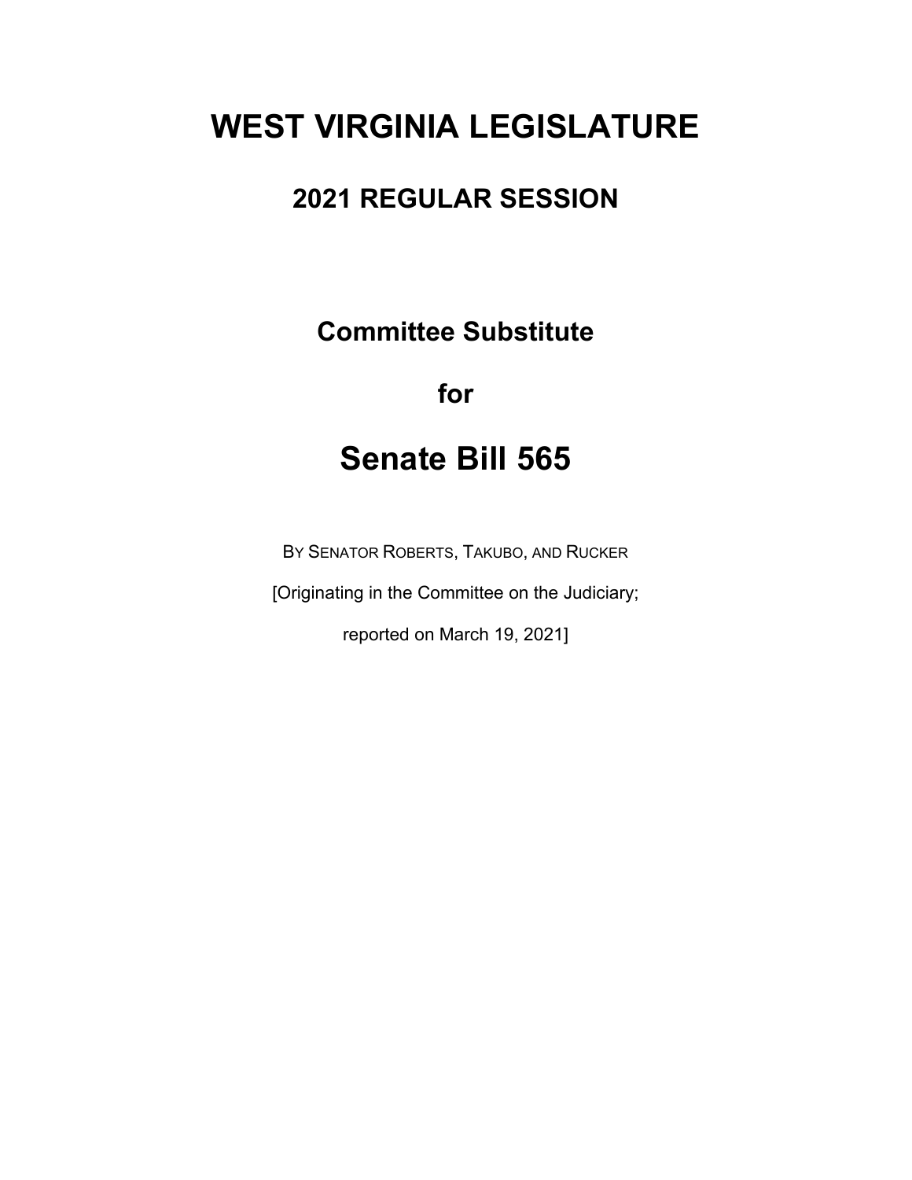# WEST VIRGINIA LEGISLATURE

## 2021 REGULAR SESSION

### Committee Substitute

### for

# Senate Bill 565

BY SENATOR ROBERTS, TAKUBO, AND RUCKER

[Originating in the Committee on the Judiciary;

reported on March 19, 2021]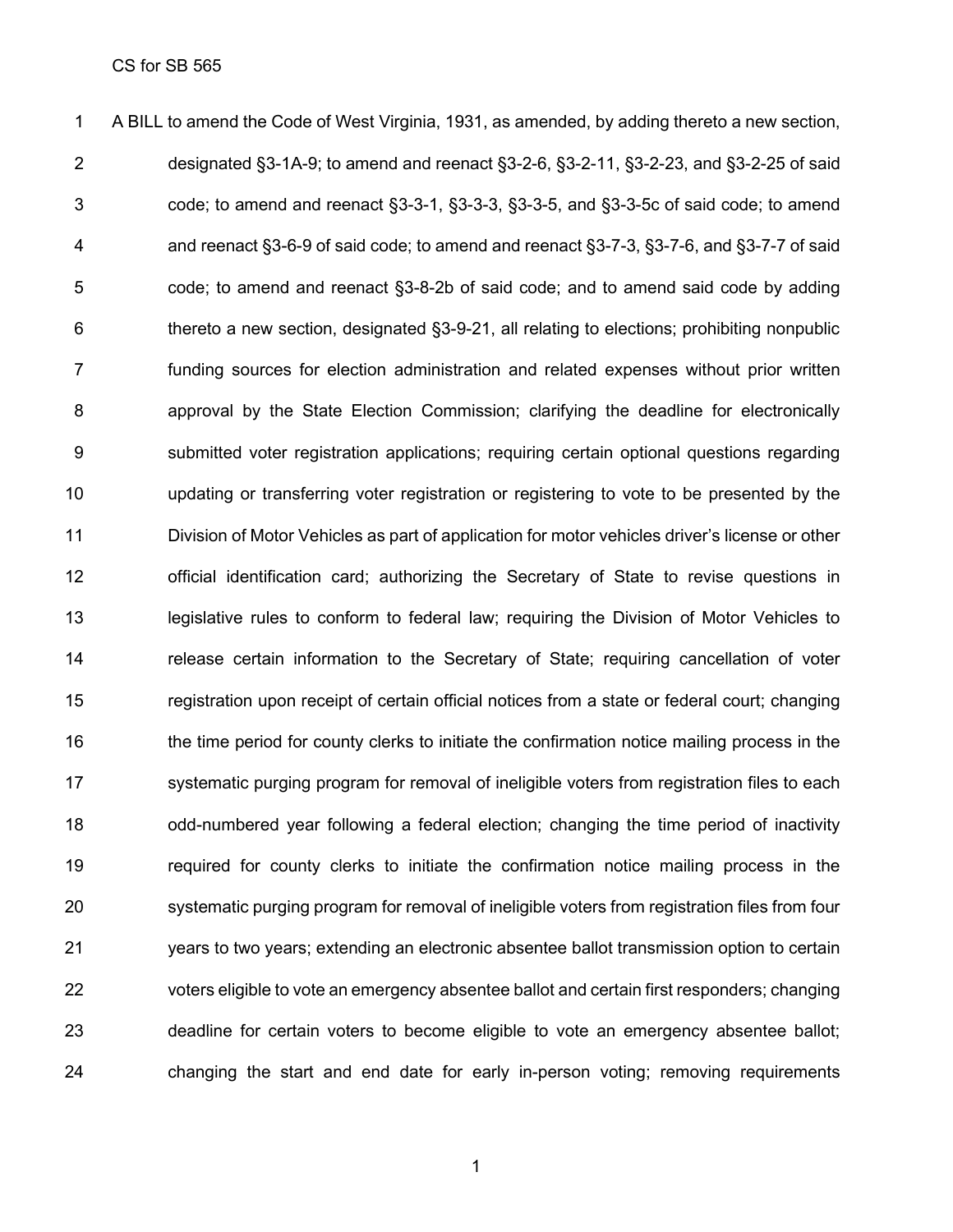A BILL to amend the Code of West Virginia, 1931, as amended, by adding thereto a new section, designated §3-1A-9; to amend and reenact §3-2-6, §3-2-11, §3-2-23, and §3-2-25 of said code; to amend and reenact §3-3-1, §3-3-3, §3-3-5, and §3-3-5c of said code; to amend and reenact §3-6-9 of said code; to amend and reenact §3-7-3, §3-7-6, and §3-7-7 of said code; to amend and reenact §3-8-2b of said code; and to amend said code by adding thereto a new section, designated §3-9-21, all relating to elections; prohibiting nonpublic funding sources for election administration and related expenses without prior written approval by the State Election Commission; clarifying the deadline for electronically submitted voter registration applications; requiring certain optional questions regarding updating or transferring voter registration or registering to vote to be presented by the Division of Motor Vehicles as part of application for motor vehicles driver's license or other official identification card; authorizing the Secretary of State to revise questions in legislative rules to conform to federal law; requiring the Division of Motor Vehicles to release certain information to the Secretary of State; requiring cancellation of voter registration upon receipt of certain official notices from a state or federal court; changing the time period for county clerks to initiate the confirmation notice mailing process in the systematic purging program for removal of ineligible voters from registration files to each odd-numbered year following a federal election; changing the time period of inactivity required for county clerks to initiate the confirmation notice mailing process in the systematic purging program for removal of ineligible voters from registration files from four years to two years; extending an electronic absentee ballot transmission option to certain voters eligible to vote an emergency absentee ballot and certain first responders; changing deadline for certain voters to become eligible to vote an emergency absentee ballot; changing the start and end date for early in-person voting; removing requirements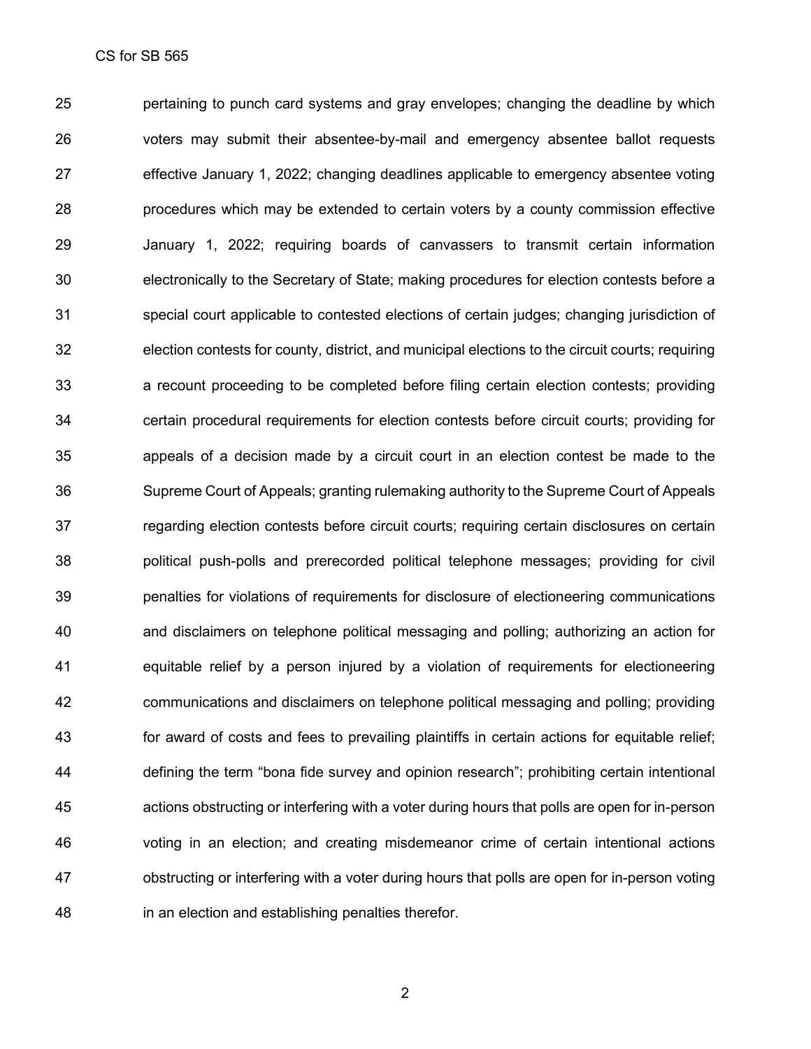pertaining to punch card systems and gray envelopes; changing the deadline by which voters may submit their absentee-by-mail and emergency absentee ballot requests effective January 1, 2022; changing deadlines applicable to emergency absentee voting procedures which may be extended to certain voters by a county commission effective January 1, 2022; requiring boards of canvassers to transmit certain information electronically to the Secretary of State; making procedures for election contests before a special court applicable to contested elections of certain judges; changing jurisdiction of election contests for county, district, and municipal elections to the circuit courts; requiring a recount proceeding to be completed before filing certain election contests; providing certain procedural requirements for election contests before circuit courts; providing for appeals of a decision made by a circuit court in an election contest be made to the Supreme Court of Appeals; granting rulemaking authority to the Supreme Court of Appeals regarding election contests before circuit courts; requiring certain disclosures on certain political push-polls and prerecorded political telephone messages; providing for civil penalties for violations of requirements for disclosure of electioneering communications and disclaimers on telephone political messaging and polling; authorizing an action for equitable relief by a person injured by a violation of requirements for electioneering communications and disclaimers on telephone political messaging and polling; providing for award of costs and fees to prevailing plaintiffs in certain actions for equitable relief; defining the term "bona fide survey and opinion research"; prohibiting certain intentional actions obstructing or interfering with a voter during hours that polls are open for in-person voting in an election; and creating misdemeanor crime of certain intentional actions obstructing or interfering with a voter during hours that polls are open for in-person voting in an election and establishing penalties therefor.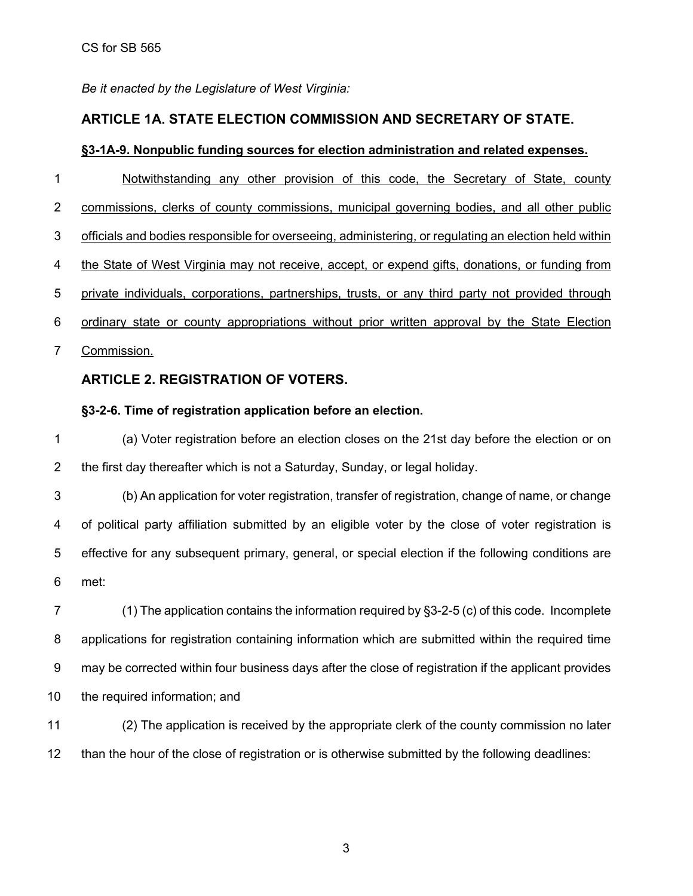*Be it enacted by the Legislature of West Virginia:*

## ARTICLE 1A. STATE ELECTION COMMISSION AND SECRETARY OF STATE.

### <u>§3-1A-9. Nonpublic funding sources for election administration and related expenses.</u>

<u>Notwithstanding any other provision of this code, the Secretary of State, county commissions, clerks of county commissions, municipal governing bodies, and all other public officials and bodies responsible for overseeing, administering, or regulating an election held within the State of West Virginia may not receive, accept, or expend gifts, donations, or funding from private individuals, corporations, partnerships, trusts, or any third party not provided through ordinary state or county appropriations without prior written approval by the State Election Commission.</u>

## ARTICLE 2. REGISTRATION OF VOTERS.

### §3-2-6. Time of registration application before an election.

(a) Voter registration before an election closes on the 21st day before the election or on the first day thereafter which is not a Saturday, Sunday, or legal holiday.

(b) An application for voter registration, transfer of registration, change of name, or change of political party affiliation submitted by an eligible voter by the close of voter registration is effective for any subsequent primary, general, or special election if the following conditions are met:

(1) The application contains the information required by §3-2-5 (c) of this code. Incomplete applications for registration containing information which are submitted within the required time may be corrected within four business days after the close of registration if the applicant provides the required information; and

(2) The application is received by the appropriate clerk of the county commission no later than the hour of the close of registration or is otherwise submitted by the following deadlines: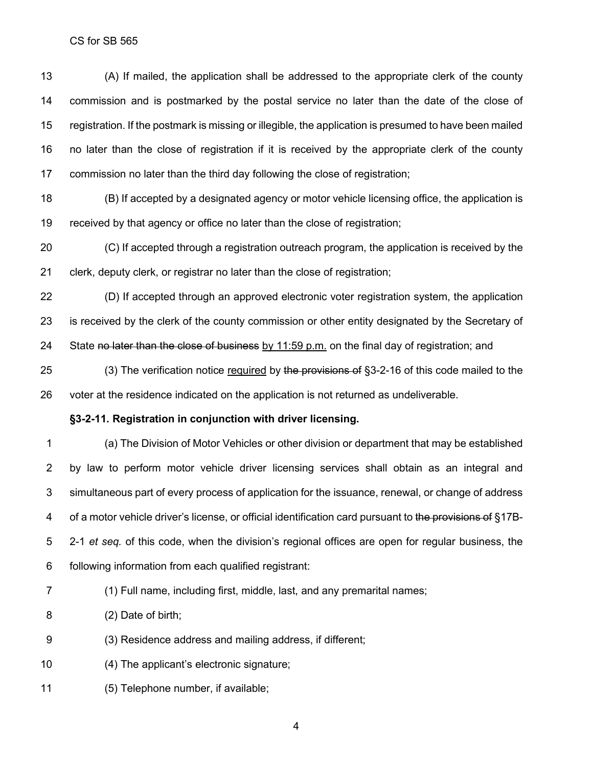(A) If mailed, the application shall be addressed to the appropriate clerk of the county commission and is postmarked by the postal service no later than the date of the close of registration. If the postmark is missing or illegible, the application is presumed to have been mailed no later than the close of registration if it is received by the appropriate clerk of the county commission no later than the third day following the close of registration;

(B) If accepted by a designated agency or motor vehicle licensing office, the application is received by that agency or office no later than the close of registration;

(C) If accepted through a registration outreach program, the application is received by the clerk, deputy clerk, or registrar no later than the close of registration;

(D) If accepted through an approved electronic voter registration system, the application is received by the clerk of the county commission or other entity designated by the Secretary of State ~~no later than the close of business~~ <u>by 11:59 p.m.</u> on the final day of registration; and

(3) The verification notice <u>required</u> by ~~the provisions of~~ §3-2-16 of this code mailed to the voter at the residence indicated on the application is not returned as undeliverable.

**§3-2-11. Registration in conjunction with driver licensing.**

(a) The Division of Motor Vehicles or other division or department that may be established by law to perform motor vehicle driver licensing services shall obtain as an integral and simultaneous part of every process of application for the issuance, renewal, or change of address of a motor vehicle driver's license, or official identification card pursuant to ~~the provisions of~~ §17B-2-1 *et seq.* of this code, when the division's regional offices are open for regular business, the following information from each qualified registrant:

(1) Full name, including first, middle, last, and any premarital names;

(2) Date of birth;

(3) Residence address and mailing address, if different;

(4) The applicant's electronic signature;

(5) Telephone number, if available;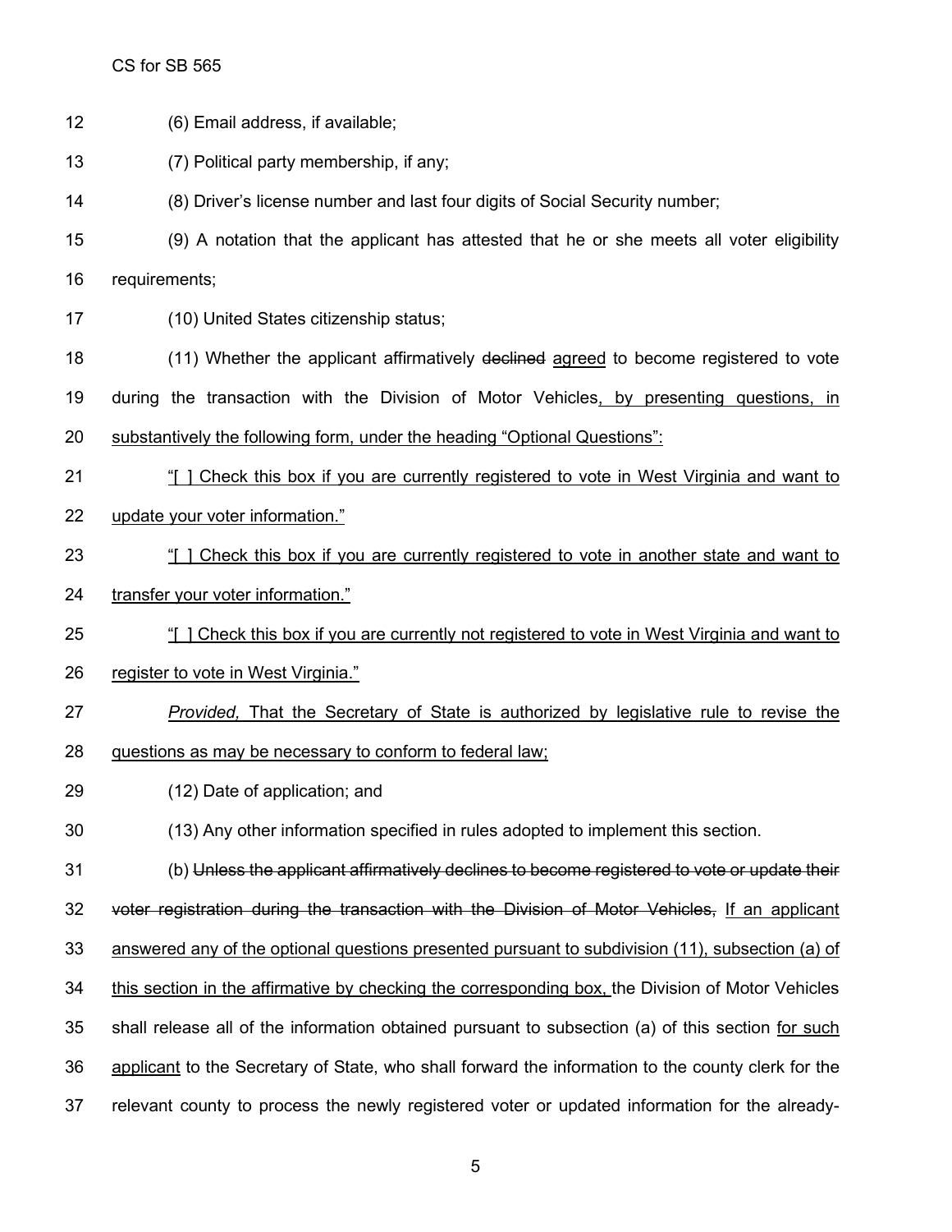(6) Email address, if available;

(7) Political party membership, if any;

(8) Driver's license number and last four digits of Social Security number;

(9) A notation that the applicant has attested that he or she meets all voter eligibility requirements;

(10) United States citizenship status;

(11) Whether the applicant affirmatively ~~declined~~ <u>agreed</u> to become registered to vote during the transaction with the Division of Motor Vehicles<u>, by presenting questions, in substantively the following form, under the heading "Optional Questions":</u>

<u>"[ ] Check this box if you are currently registered to vote in West Virginia and want to update your voter information."</u>

<u>"[ ] Check this box if you are currently registered to vote in another state and want to transfer your voter information."</u>

<u>"[ ] Check this box if you are currently not registered to vote in West Virginia and want to register to vote in West Virginia."</u>

<u>*Provided,* That the Secretary of State is authorized by legislative rule to revise the questions as may be necessary to conform to federal law;</u>

(12) Date of application; and

(13) Any other information specified in rules adopted to implement this section.

(b) ~~Unless the applicant affirmatively declines to become registered to vote or update their voter registration during the transaction with the Division of Motor Vehicles,~~ <u>If an applicant answered any of the optional questions presented pursuant to subdivision (11), subsection (a) of this section in the affirmative by checking the corresponding box,</u> the Division of Motor Vehicles shall release all of the information obtained pursuant to subsection (a) of this section <u>for such applicant</u> to the Secretary of State, who shall forward the information to the county clerk for the relevant county to process the newly registered voter or updated information for the already-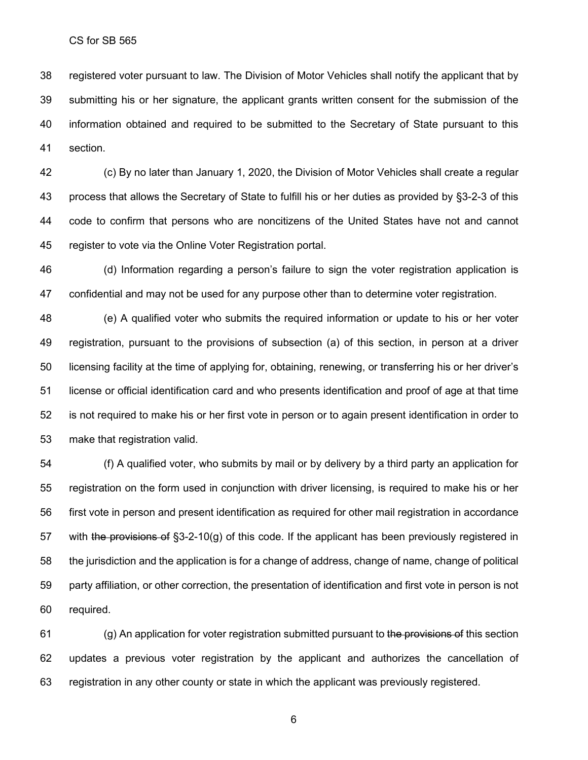registered voter pursuant to law. The Division of Motor Vehicles shall notify the applicant that by submitting his or her signature, the applicant grants written consent for the submission of the information obtained and required to be submitted to the Secretary of State pursuant to this section.

(c) By no later than January 1, 2020, the Division of Motor Vehicles shall create a regular process that allows the Secretary of State to fulfill his or her duties as provided by §3-2-3 of this code to confirm that persons who are noncitizens of the United States have not and cannot register to vote via the Online Voter Registration portal.

(d) Information regarding a person's failure to sign the voter registration application is confidential and may not be used for any purpose other than to determine voter registration.

(e) A qualified voter who submits the required information or update to his or her voter registration, pursuant to the provisions of subsection (a) of this section, in person at a driver licensing facility at the time of applying for, obtaining, renewing, or transferring his or her driver's license or official identification card and who presents identification and proof of age at that time is not required to make his or her first vote in person or to again present identification in order to make that registration valid.

(f) A qualified voter, who submits by mail or by delivery by a third party an application for registration on the form used in conjunction with driver licensing, is required to make his or her first vote in person and present identification as required for other mail registration in accordance with ~~the provisions of~~ §3-2-10(g) of this code. If the applicant has been previously registered in the jurisdiction and the application is for a change of address, change of name, change of political party affiliation, or other correction, the presentation of identification and first vote in person is not required.

(g) An application for voter registration submitted pursuant to ~~the provisions of~~ this section updates a previous voter registration by the applicant and authorizes the cancellation of registration in any other county or state in which the applicant was previously registered.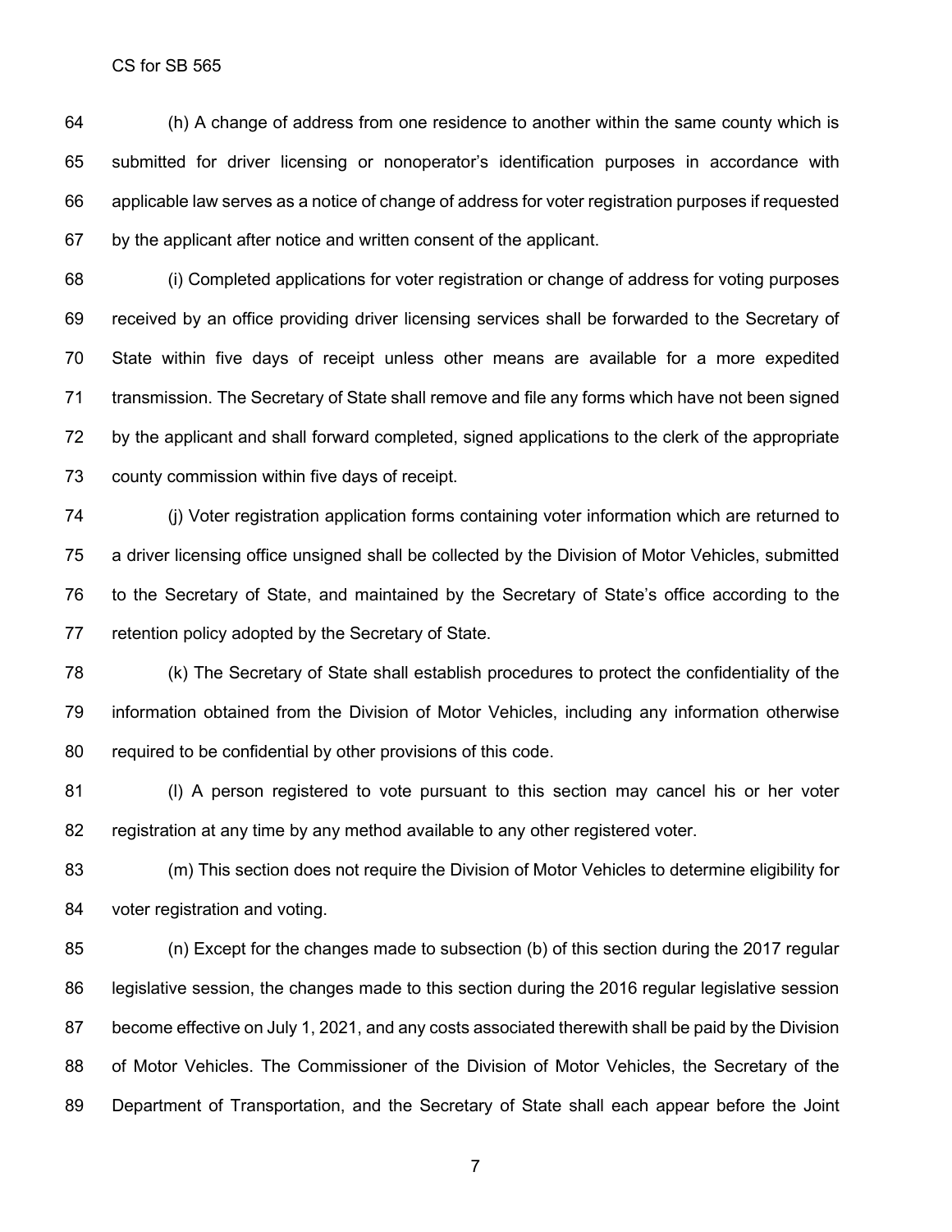(h) A change of address from one residence to another within the same county which is submitted for driver licensing or nonoperator's identification purposes in accordance with applicable law serves as a notice of change of address for voter registration purposes if requested by the applicant after notice and written consent of the applicant.

(i) Completed applications for voter registration or change of address for voting purposes received by an office providing driver licensing services shall be forwarded to the Secretary of State within five days of receipt unless other means are available for a more expedited transmission. The Secretary of State shall remove and file any forms which have not been signed by the applicant and shall forward completed, signed applications to the clerk of the appropriate county commission within five days of receipt.

(j) Voter registration application forms containing voter information which are returned to a driver licensing office unsigned shall be collected by the Division of Motor Vehicles, submitted to the Secretary of State, and maintained by the Secretary of State's office according to the retention policy adopted by the Secretary of State.

(k) The Secretary of State shall establish procedures to protect the confidentiality of the information obtained from the Division of Motor Vehicles, including any information otherwise required to be confidential by other provisions of this code.

(l) A person registered to vote pursuant to this section may cancel his or her voter registration at any time by any method available to any other registered voter.

(m) This section does not require the Division of Motor Vehicles to determine eligibility for voter registration and voting.

(n) Except for the changes made to subsection (b) of this section during the 2017 regular legislative session, the changes made to this section during the 2016 regular legislative session become effective on July 1, 2021, and any costs associated therewith shall be paid by the Division of Motor Vehicles. The Commissioner of the Division of Motor Vehicles, the Secretary of the Department of Transportation, and the Secretary of State shall each appear before the Joint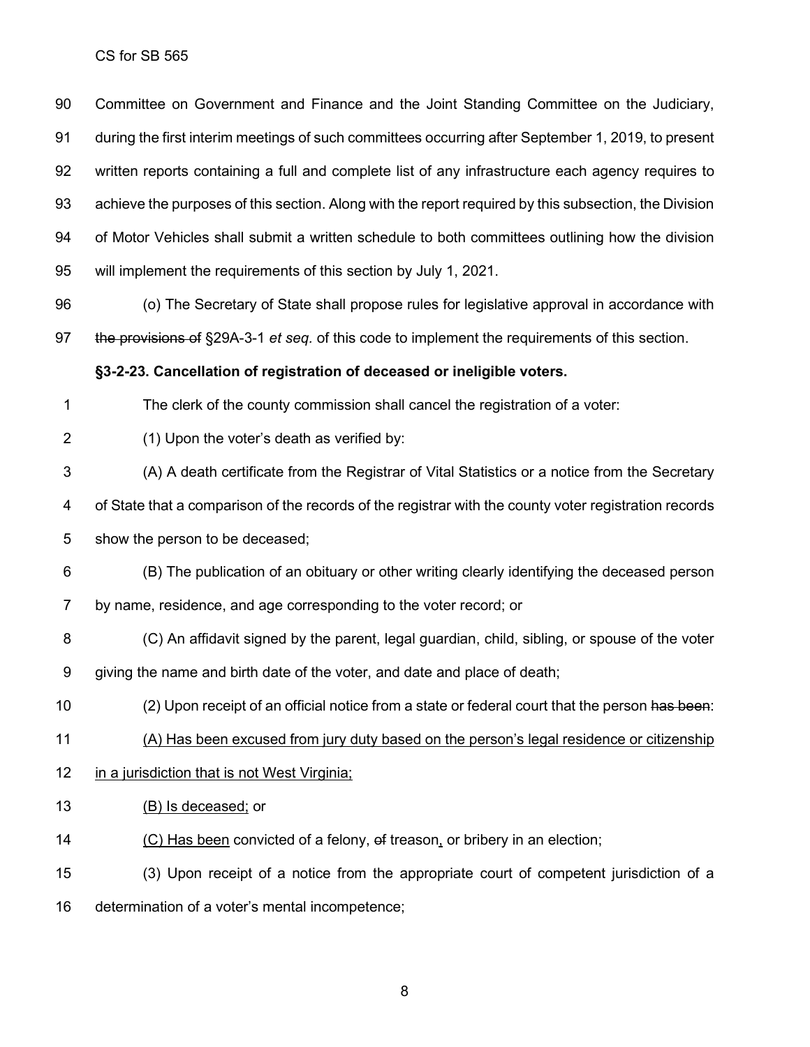Committee on Government and Finance and the Joint Standing Committee on the Judiciary, during the first interim meetings of such committees occurring after September 1, 2019, to present written reports containing a full and complete list of any infrastructure each agency requires to achieve the purposes of this section. Along with the report required by this subsection, the Division of Motor Vehicles shall submit a written schedule to both committees outlining how the division will implement the requirements of this section by July 1, 2021.

(o) The Secretary of State shall propose rules for legislative approval in accordance with ~~the provisions of~~ §29A-3-1 *et seq.* of this code to implement the requirements of this section.

**§3-2-23. Cancellation of registration of deceased or ineligible voters.**

The clerk of the county commission shall cancel the registration of a voter:

(1) Upon the voter's death as verified by:

(A) A death certificate from the Registrar of Vital Statistics or a notice from the Secretary of State that a comparison of the records of the registrar with the county voter registration records show the person to be deceased;

(B) The publication of an obituary or other writing clearly identifying the deceased person by name, residence, and age corresponding to the voter record; or

(C) An affidavit signed by the parent, legal guardian, child, sibling, or spouse of the voter giving the name and birth date of the voter, and date and place of death;

(2) Upon receipt of an official notice from a state or federal court that the person ~~has been~~:

<u>(A) Has been excused from jury duty based on the person's legal residence or citizenship in a jurisdiction that is not West Virginia;</u>

<u>(B) Is deceased;</u> or

<u>(C) Has been</u> convicted of a felony, ~~of~~ treason<u>,</u> or bribery in an election;

(3) Upon receipt of a notice from the appropriate court of competent jurisdiction of a determination of a voter's mental incompetence;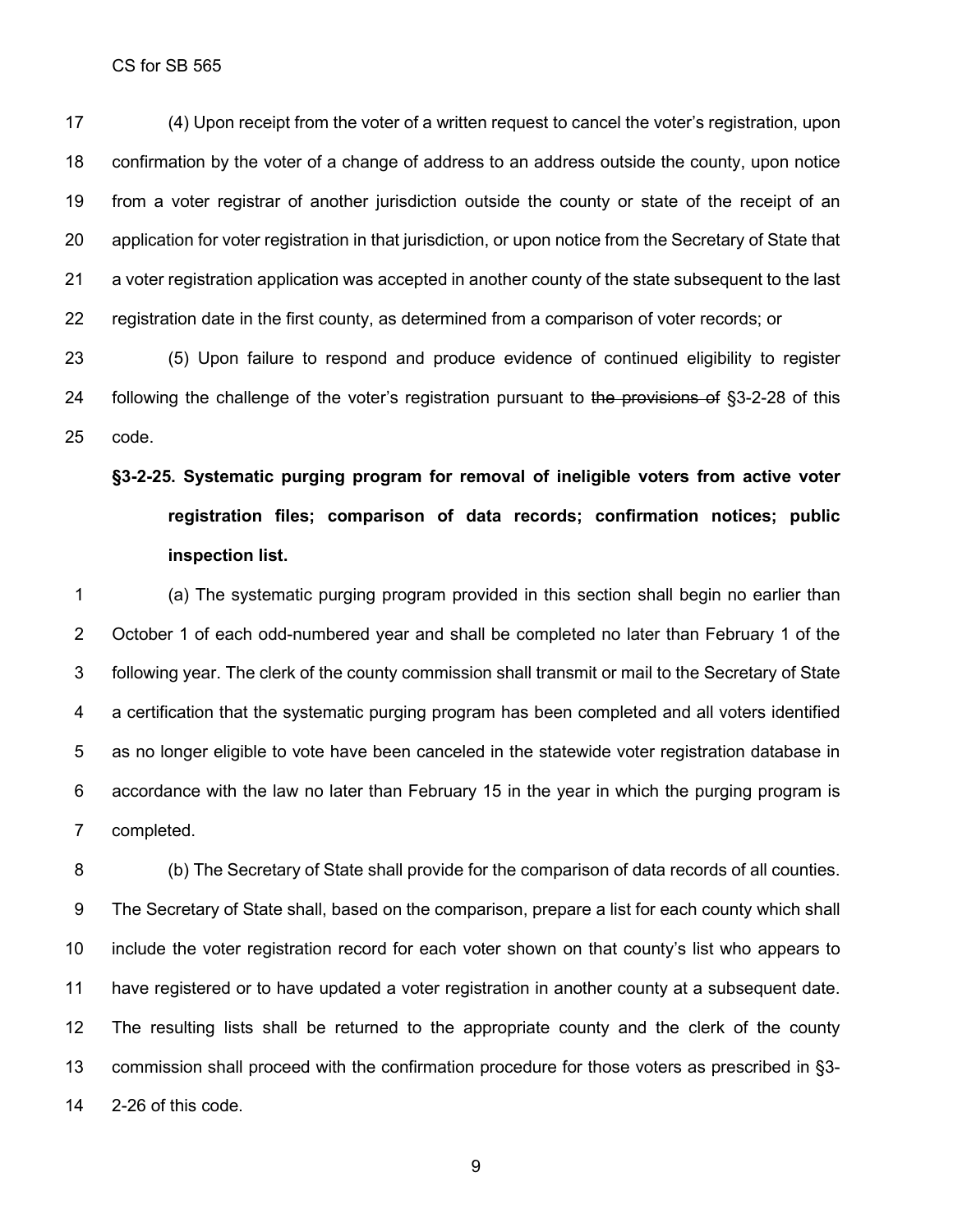(4) Upon receipt from the voter of a written request to cancel the voter's registration, upon confirmation by the voter of a change of address to an address outside the county, upon notice from a voter registrar of another jurisdiction outside the county or state of the receipt of an application for voter registration in that jurisdiction, or upon notice from the Secretary of State that a voter registration application was accepted in another county of the state subsequent to the last registration date in the first county, as determined from a comparison of voter records; or

(5) Upon failure to respond and produce evidence of continued eligibility to register following the challenge of the voter's registration pursuant to ~~the provisions of~~ §3-2-28 of this code.

**§3-2-25. Systematic purging program for removal of ineligible voters from active voter registration files; comparison of data records; confirmation notices; public inspection list.**

(a) The systematic purging program provided in this section shall begin no earlier than October 1 of each odd-numbered year and shall be completed no later than February 1 of the following year. The clerk of the county commission shall transmit or mail to the Secretary of State a certification that the systematic purging program has been completed and all voters identified as no longer eligible to vote have been canceled in the statewide voter registration database in accordance with the law no later than February 15 in the year in which the purging program is completed.

(b) The Secretary of State shall provide for the comparison of data records of all counties. The Secretary of State shall, based on the comparison, prepare a list for each county which shall include the voter registration record for each voter shown on that county's list who appears to have registered or to have updated a voter registration in another county at a subsequent date. The resulting lists shall be returned to the appropriate county and the clerk of the county commission shall proceed with the confirmation procedure for those voters as prescribed in §3-2-26 of this code.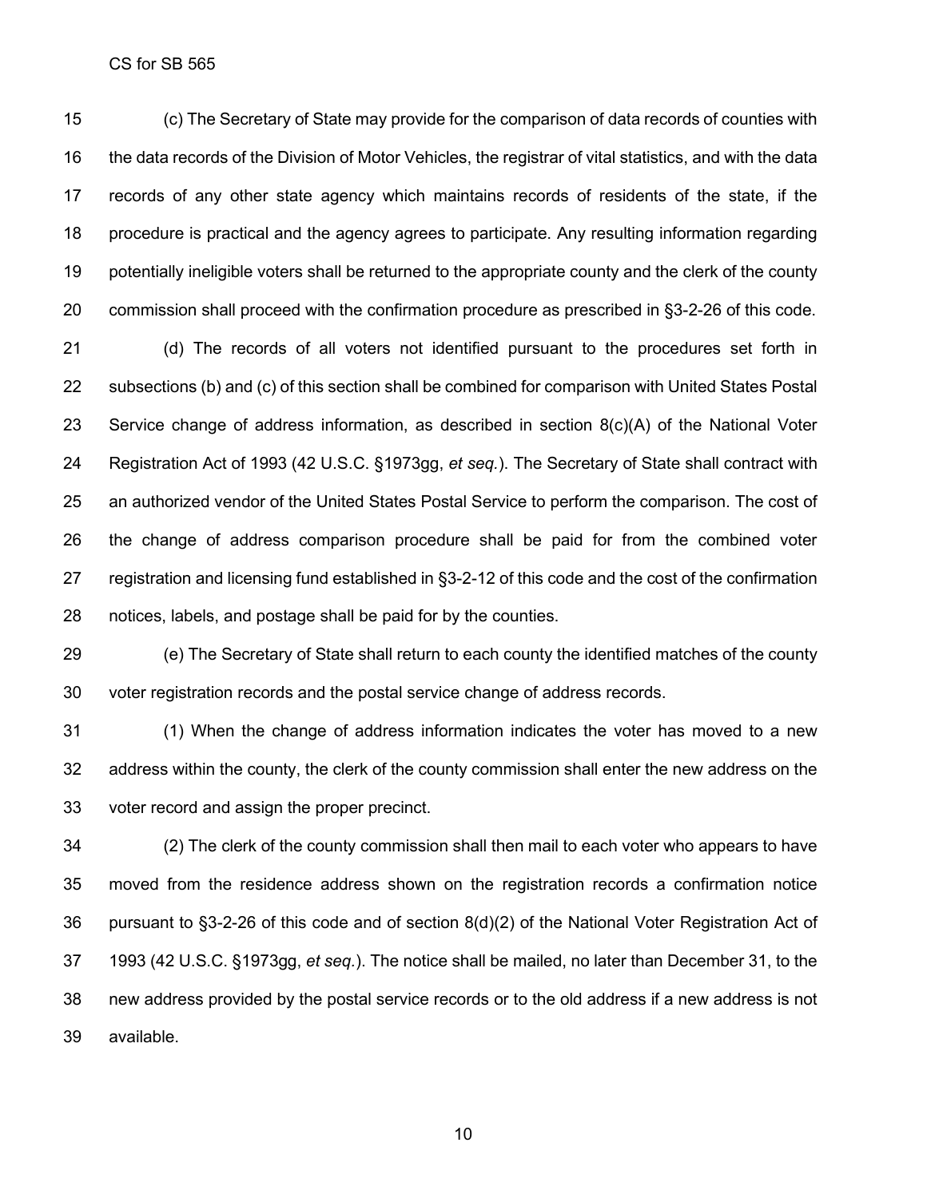(c) The Secretary of State may provide for the comparison of data records of counties with the data records of the Division of Motor Vehicles, the registrar of vital statistics, and with the data records of any other state agency which maintains records of residents of the state, if the procedure is practical and the agency agrees to participate. Any resulting information regarding potentially ineligible voters shall be returned to the appropriate county and the clerk of the county commission shall proceed with the confirmation procedure as prescribed in §3-2-26 of this code.

(d) The records of all voters not identified pursuant to the procedures set forth in subsections (b) and (c) of this section shall be combined for comparison with United States Postal Service change of address information, as described in section 8(c)(A) of the National Voter Registration Act of 1993 (42 U.S.C. §1973gg, *et seq.*). The Secretary of State shall contract with an authorized vendor of the United States Postal Service to perform the comparison. The cost of the change of address comparison procedure shall be paid for from the combined voter registration and licensing fund established in §3-2-12 of this code and the cost of the confirmation notices, labels, and postage shall be paid for by the counties.

(e) The Secretary of State shall return to each county the identified matches of the county voter registration records and the postal service change of address records.

(1) When the change of address information indicates the voter has moved to a new address within the county, the clerk of the county commission shall enter the new address on the voter record and assign the proper precinct.

(2) The clerk of the county commission shall then mail to each voter who appears to have moved from the residence address shown on the registration records a confirmation notice pursuant to §3-2-26 of this code and of section 8(d)(2) of the National Voter Registration Act of 1993 (42 U.S.C. §1973gg, *et seq.*). The notice shall be mailed, no later than December 31, to the new address provided by the postal service records or to the old address if a new address is not available.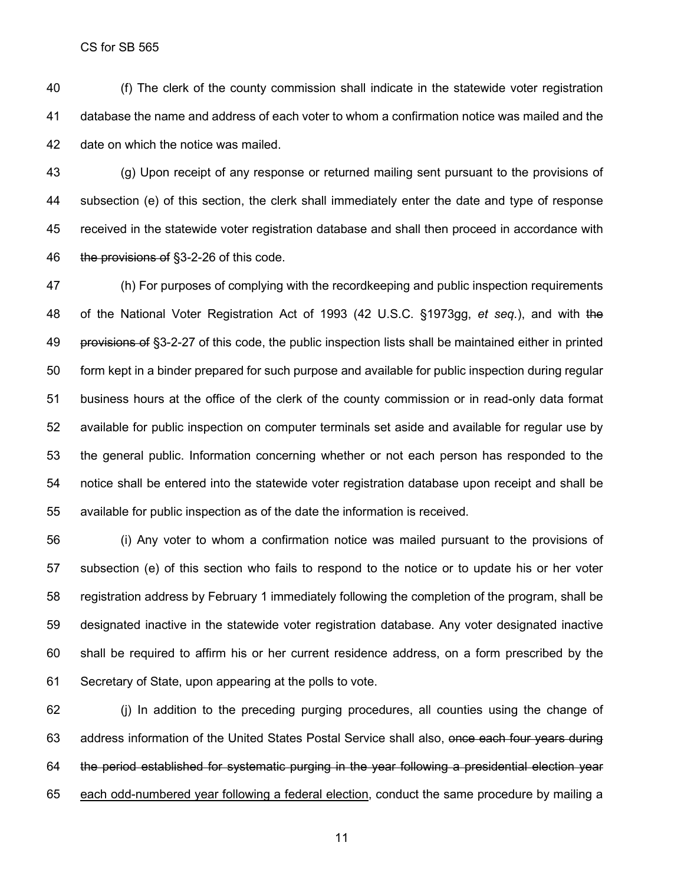(f) The clerk of the county commission shall indicate in the statewide voter registration database the name and address of each voter to whom a confirmation notice was mailed and the date on which the notice was mailed.

(g) Upon receipt of any response or returned mailing sent pursuant to the provisions of subsection (e) of this section, the clerk shall immediately enter the date and type of response received in the statewide voter registration database and shall then proceed in accordance with ~~the provisions of~~ §3-2-26 of this code.

(h) For purposes of complying with the recordkeeping and public inspection requirements of the National Voter Registration Act of 1993 (42 U.S.C. §1973gg, *et seq.*), and with ~~the provisions of~~ §3-2-27 of this code, the public inspection lists shall be maintained either in printed form kept in a binder prepared for such purpose and available for public inspection during regular business hours at the office of the clerk of the county commission or in read-only data format available for public inspection on computer terminals set aside and available for regular use by the general public. Information concerning whether or not each person has responded to the notice shall be entered into the statewide voter registration database upon receipt and shall be available for public inspection as of the date the information is received.

(i) Any voter to whom a confirmation notice was mailed pursuant to the provisions of subsection (e) of this section who fails to respond to the notice or to update his or her voter registration address by February 1 immediately following the completion of the program, shall be designated inactive in the statewide voter registration database. Any voter designated inactive shall be required to affirm his or her current residence address, on a form prescribed by the Secretary of State, upon appearing at the polls to vote.

(j) In addition to the preceding purging procedures, all counties using the change of address information of the United States Postal Service shall also, ~~once each four years during the period established for systematic purging in the year following a presidential election year~~ <u>each odd-numbered year following a federal election</u>, conduct the same procedure by mailing a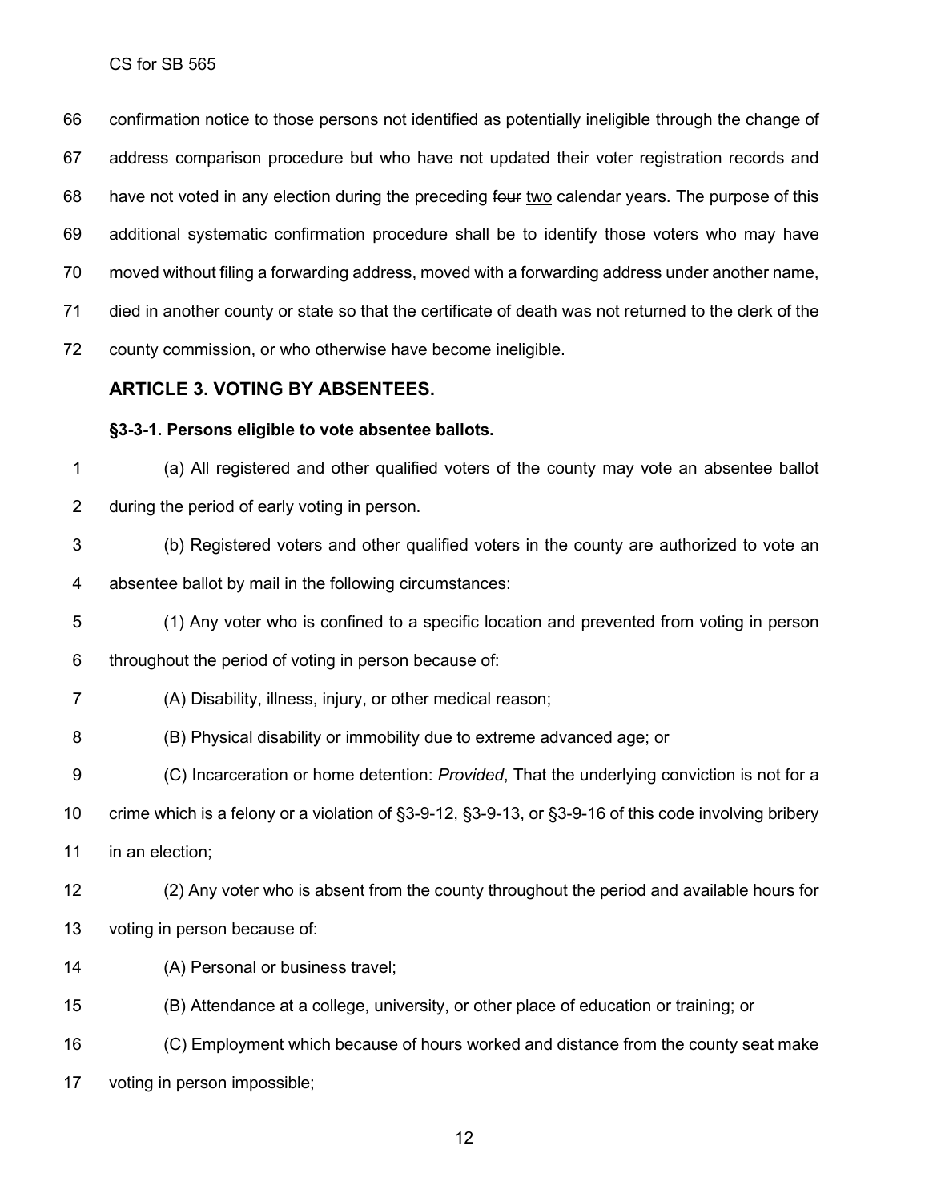confirmation notice to those persons not identified as potentially ineligible through the change of address comparison procedure but who have not updated their voter registration records and have not voted in any election during the preceding ~~four~~ <u>two</u> calendar years. The purpose of this additional systematic confirmation procedure shall be to identify those voters who may have moved without filing a forwarding address, moved with a forwarding address under another name, died in another county or state so that the certificate of death was not returned to the clerk of the county commission, or who otherwise have become ineligible.

## ARTICLE 3. VOTING BY ABSENTEES.

### §3-3-1. Persons eligible to vote absentee ballots.

(a) All registered and other qualified voters of the county may vote an absentee ballot during the period of early voting in person.

(b) Registered voters and other qualified voters in the county are authorized to vote an absentee ballot by mail in the following circumstances:

(1) Any voter who is confined to a specific location and prevented from voting in person throughout the period of voting in person because of:

(A) Disability, illness, injury, or other medical reason;

(B) Physical disability or immobility due to extreme advanced age; or

(C) Incarceration or home detention: *Provided*, That the underlying conviction is not for a crime which is a felony or a violation of §3-9-12, §3-9-13, or §3-9-16 of this code involving bribery in an election;

(2) Any voter who is absent from the county throughout the period and available hours for voting in person because of:

(A) Personal or business travel;

(B) Attendance at a college, university, or other place of education or training; or

(C) Employment which because of hours worked and distance from the county seat make voting in person impossible;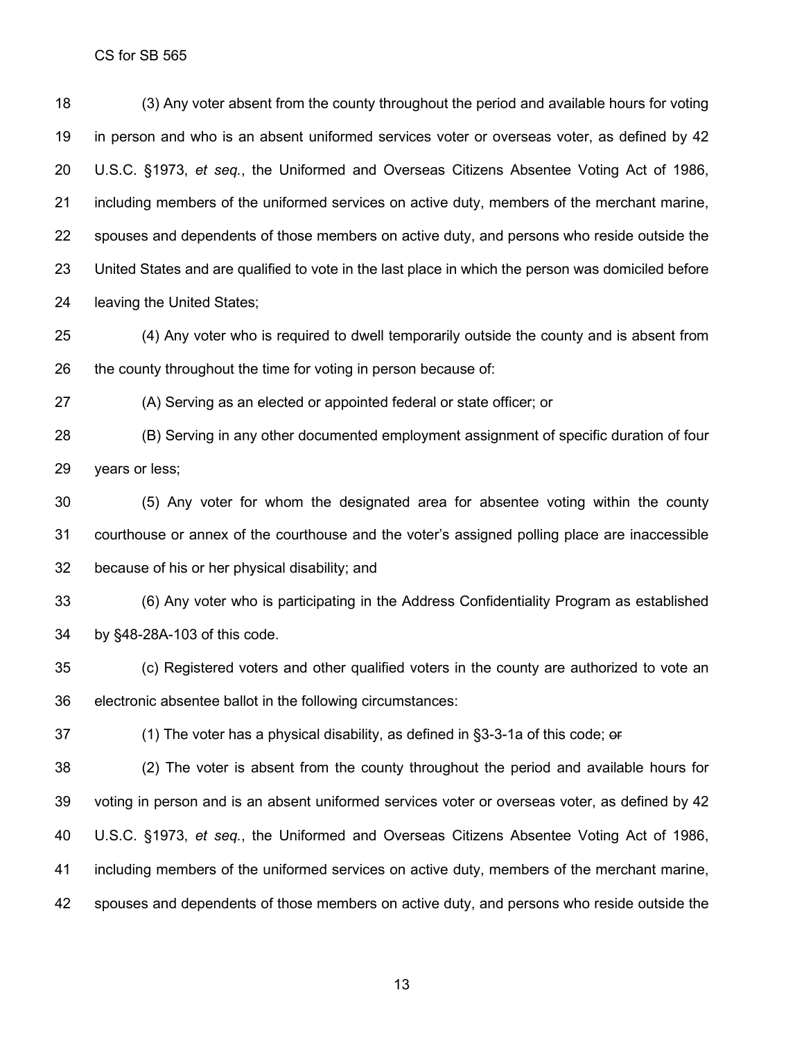(3) Any voter absent from the county throughout the period and available hours for voting in person and who is an absent uniformed services voter or overseas voter, as defined by 42 U.S.C. §1973, *et seq.*, the Uniformed and Overseas Citizens Absentee Voting Act of 1986, including members of the uniformed services on active duty, members of the merchant marine, spouses and dependents of those members on active duty, and persons who reside outside the United States and are qualified to vote in the last place in which the person was domiciled before leaving the United States;

(4) Any voter who is required to dwell temporarily outside the county and is absent from the county throughout the time for voting in person because of:

(A) Serving as an elected or appointed federal or state officer; or

(B) Serving in any other documented employment assignment of specific duration of four years or less;

(5) Any voter for whom the designated area for absentee voting within the county courthouse or annex of the courthouse and the voter's assigned polling place are inaccessible because of his or her physical disability; and

(6) Any voter who is participating in the Address Confidentiality Program as established by §48-28A-103 of this code.

(c) Registered voters and other qualified voters in the county are authorized to vote an electronic absentee ballot in the following circumstances:

(1) The voter has a physical disability, as defined in §3-3-1a of this code; ~~or~~

(2) The voter is absent from the county throughout the period and available hours for voting in person and is an absent uniformed services voter or overseas voter, as defined by 42 U.S.C. §1973, *et seq.*, the Uniformed and Overseas Citizens Absentee Voting Act of 1986, including members of the uniformed services on active duty, members of the merchant marine, spouses and dependents of those members on active duty, and persons who reside outside the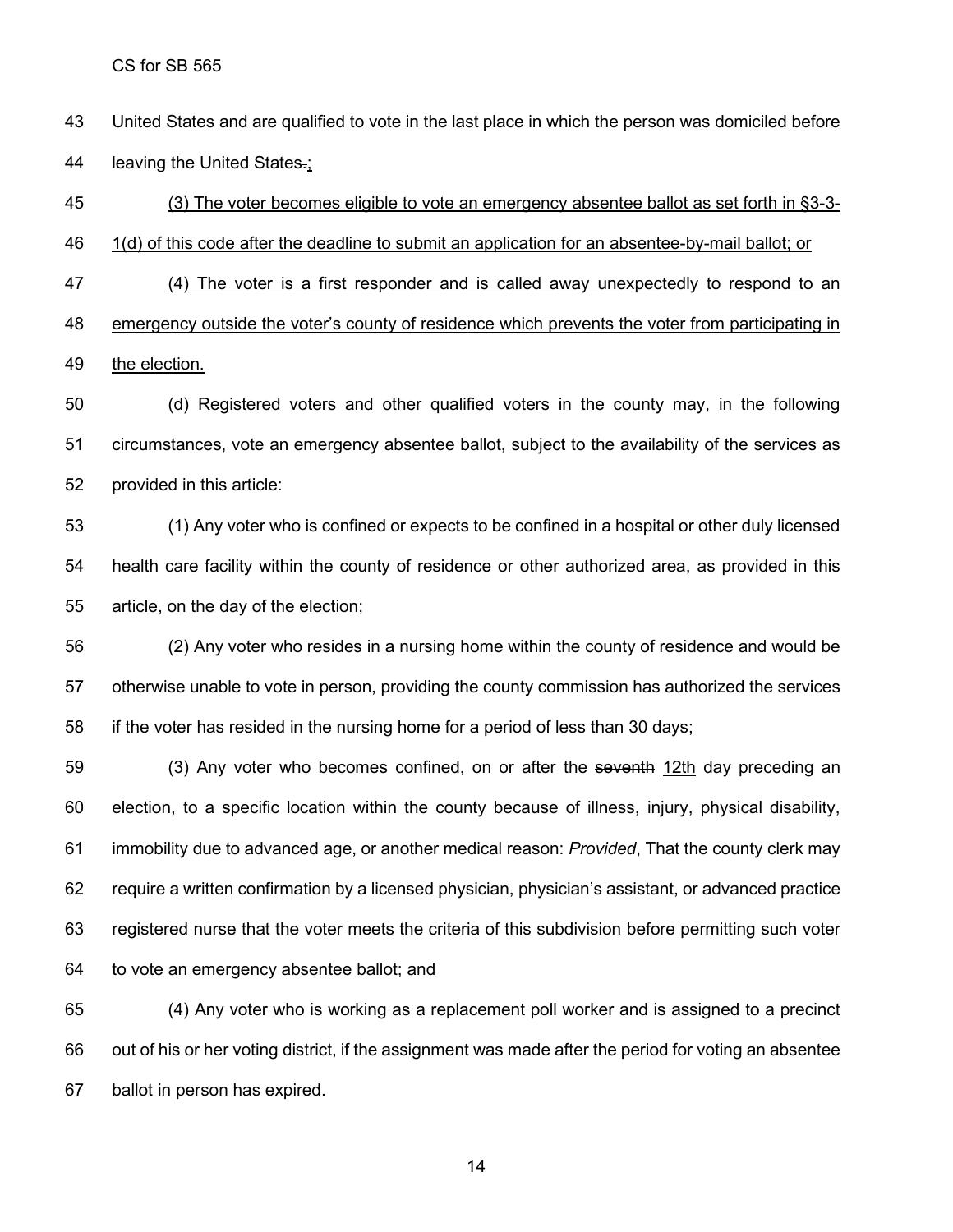United States and are qualified to vote in the last place in which the person was domiciled before leaving the United States.;

<u>(3) The voter becomes eligible to vote an emergency absentee ballot as set forth in §3-3-1(d) of this code after the deadline to submit an application for an absentee-by-mail ballot; or</u>

<u>(4) The voter is a first responder and is called away unexpectedly to respond to an emergency outside the voter's county of residence which prevents the voter from participating in the election.</u>

(d) Registered voters and other qualified voters in the county may, in the following circumstances, vote an emergency absentee ballot, subject to the availability of the services as provided in this article:

(1) Any voter who is confined or expects to be confined in a hospital or other duly licensed health care facility within the county of residence or other authorized area, as provided in this article, on the day of the election;

(2) Any voter who resides in a nursing home within the county of residence and would be otherwise unable to vote in person, providing the county commission has authorized the services if the voter has resided in the nursing home for a period of less than 30 days;

(3) Any voter who becomes confined, on or after the ~~seventh~~ <u>12th</u> day preceding an election, to a specific location within the county because of illness, injury, physical disability, immobility due to advanced age, or another medical reason: *Provided*, That the county clerk may require a written confirmation by a licensed physician, physician's assistant, or advanced practice registered nurse that the voter meets the criteria of this subdivision before permitting such voter to vote an emergency absentee ballot; and

(4) Any voter who is working as a replacement poll worker and is assigned to a precinct out of his or her voting district, if the assignment was made after the period for voting an absentee ballot in person has expired.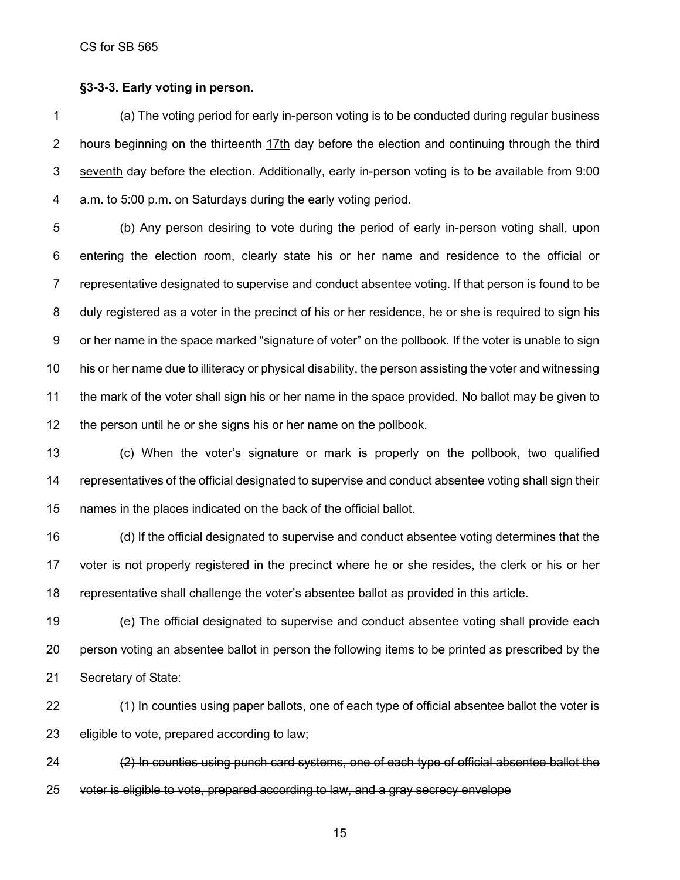**§3-3-3. Early voting in person.**

(a) The voting period for early in-person voting is to be conducted during regular business hours beginning on the ~~thirteenth~~ <u>17th</u> day before the election and continuing through the ~~third~~ <u>seventh</u> day before the election. Additionally, early in-person voting is to be available from 9:00 a.m. to 5:00 p.m. on Saturdays during the early voting period.

(b) Any person desiring to vote during the period of early in-person voting shall, upon entering the election room, clearly state his or her name and residence to the official or representative designated to supervise and conduct absentee voting. If that person is found to be duly registered as a voter in the precinct of his or her residence, he or she is required to sign his or her name in the space marked "signature of voter" on the pollbook. If the voter is unable to sign his or her name due to illiteracy or physical disability, the person assisting the voter and witnessing the mark of the voter shall sign his or her name in the space provided. No ballot may be given to the person until he or she signs his or her name on the pollbook.

(c) When the voter's signature or mark is properly on the pollbook, two qualified representatives of the official designated to supervise and conduct absentee voting shall sign their names in the places indicated on the back of the official ballot.

(d) If the official designated to supervise and conduct absentee voting determines that the voter is not properly registered in the precinct where he or she resides, the clerk or his or her representative shall challenge the voter's absentee ballot as provided in this article.

(e) The official designated to supervise and conduct absentee voting shall provide each person voting an absentee ballot in person the following items to be printed as prescribed by the Secretary of State:

(1) In counties using paper ballots, one of each type of official absentee ballot the voter is eligible to vote, prepared according to law;

~~(2) In counties using punch card systems, one of each type of official absentee ballot the voter is eligible to vote, prepared according to law, and a gray secrecy envelope~~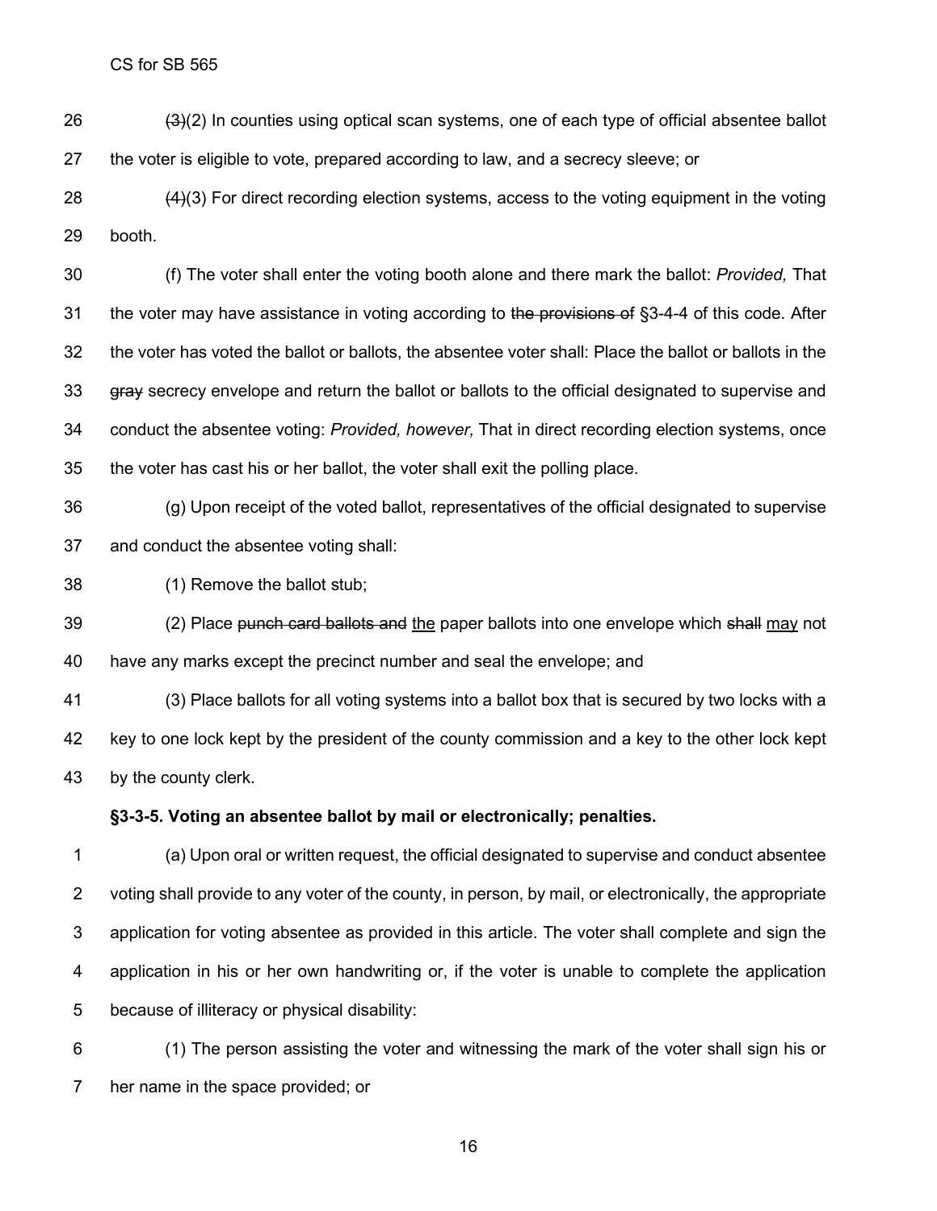(3)(2) In counties using optical scan systems, one of each type of official absentee ballot the voter is eligible to vote, prepared according to law, and a secrecy sleeve; or

(4)(3) For direct recording election systems, access to the voting equipment in the voting booth.

(f) The voter shall enter the voting booth alone and there mark the ballot: *Provided,* That the voter may have assistance in voting according to the provisions of §3-4-4 of this code. After the voter has voted the ballot or ballots, the absentee voter shall: Place the ballot or ballots in the gray secrecy envelope and return the ballot or ballots to the official designated to supervise and conduct the absentee voting: *Provided, however,* That in direct recording election systems, once the voter has cast his or her ballot, the voter shall exit the polling place.

(g) Upon receipt of the voted ballot, representatives of the official designated to supervise and conduct the absentee voting shall:

(1) Remove the ballot stub;

(2) Place punch card ballots and the paper ballots into one envelope which shall may not have any marks except the precinct number and seal the envelope; and

(3) Place ballots for all voting systems into a ballot box that is secured by two locks with a key to one lock kept by the president of the county commission and a key to the other lock kept by the county clerk.

**§3-3-5. Voting an absentee ballot by mail or electronically; penalties.**

(a) Upon oral or written request, the official designated to supervise and conduct absentee voting shall provide to any voter of the county, in person, by mail, or electronically, the appropriate application for voting absentee as provided in this article. The voter shall complete and sign the application in his or her own handwriting or, if the voter is unable to complete the application because of illiteracy or physical disability:

(1) The person assisting the voter and witnessing the mark of the voter shall sign his or her name in the space provided; or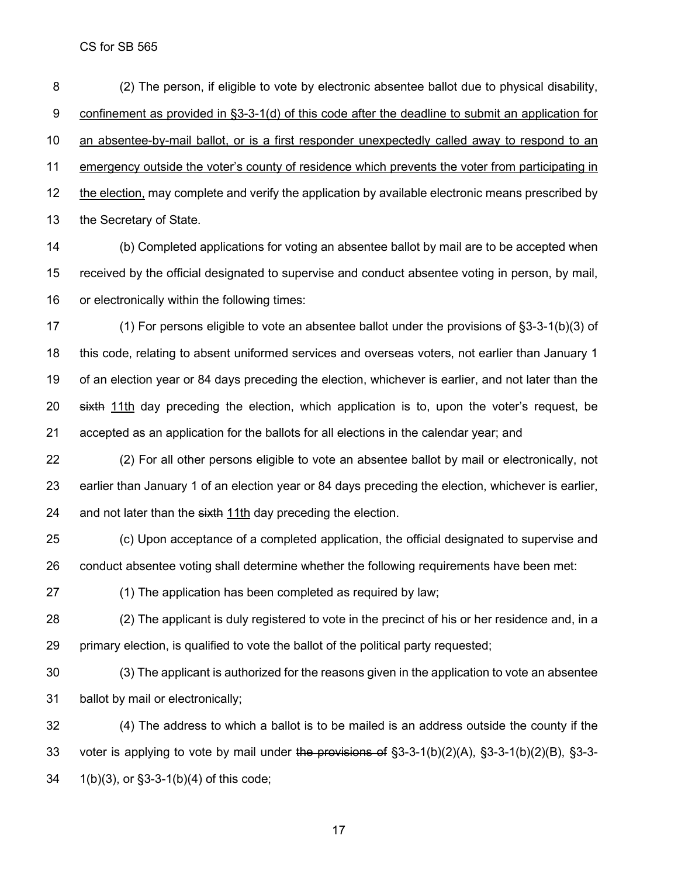(2) The person, if eligible to vote by electronic absentee ballot due to physical disability, <u>confinement as provided in §3-3-1(d) of this code after the deadline to submit an application for an absentee-by-mail ballot, or is a first responder unexpectedly called away to respond to an emergency outside the voter's county of residence which prevents the voter from participating in the election,</u> may complete and verify the application by available electronic means prescribed by the Secretary of State.

(b) Completed applications for voting an absentee ballot by mail are to be accepted when received by the official designated to supervise and conduct absentee voting in person, by mail, or electronically within the following times:

(1) For persons eligible to vote an absentee ballot under the provisions of §3-3-1(b)(3) of this code, relating to absent uniformed services and overseas voters, not earlier than January 1 of an election year or 84 days preceding the election, whichever is earlier, and not later than the ~~sixth~~ <u>11th</u> day preceding the election, which application is to, upon the voter's request, be accepted as an application for the ballots for all elections in the calendar year; and

(2) For all other persons eligible to vote an absentee ballot by mail or electronically, not earlier than January 1 of an election year or 84 days preceding the election, whichever is earlier, and not later than the ~~sixth~~ <u>11th</u> day preceding the election.

(c) Upon acceptance of a completed application, the official designated to supervise and conduct absentee voting shall determine whether the following requirements have been met:

(1) The application has been completed as required by law;

(2) The applicant is duly registered to vote in the precinct of his or her residence and, in a primary election, is qualified to vote the ballot of the political party requested;

(3) The applicant is authorized for the reasons given in the application to vote an absentee ballot by mail or electronically;

(4) The address to which a ballot is to be mailed is an address outside the county if the voter is applying to vote by mail under ~~the provisions of~~ §3-3-1(b)(2)(A), §3-3-1(b)(2)(B), §3-3-1(b)(3), or §3-3-1(b)(4) of this code;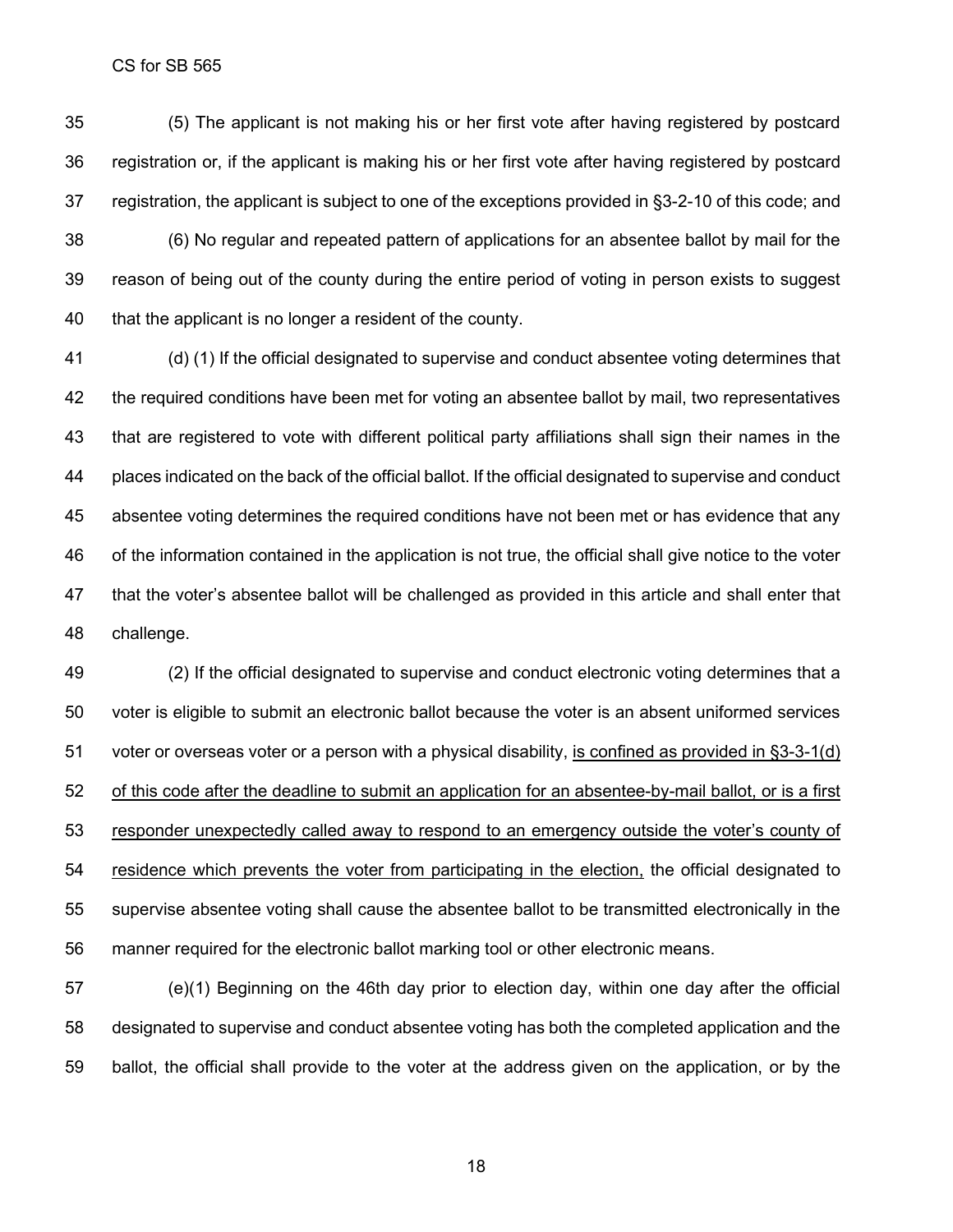(5) The applicant is not making his or her first vote after having registered by postcard registration or, if the applicant is making his or her first vote after having registered by postcard registration, the applicant is subject to one of the exceptions provided in §3-2-10 of this code; and

(6) No regular and repeated pattern of applications for an absentee ballot by mail for the reason of being out of the county during the entire period of voting in person exists to suggest that the applicant is no longer a resident of the county.

(d) (1) If the official designated to supervise and conduct absentee voting determines that the required conditions have been met for voting an absentee ballot by mail, two representatives that are registered to vote with different political party affiliations shall sign their names in the places indicated on the back of the official ballot. If the official designated to supervise and conduct absentee voting determines the required conditions have not been met or has evidence that any of the information contained in the application is not true, the official shall give notice to the voter that the voter's absentee ballot will be challenged as provided in this article and shall enter that challenge.

(2) If the official designated to supervise and conduct electronic voting determines that a voter is eligible to submit an electronic ballot because the voter is an absent uniformed services voter or overseas voter or a person with a physical disability, <u>is confined as provided in §3-3-1(d) of this code after the deadline to submit an application for an absentee-by-mail ballot, or is a first responder unexpectedly called away to respond to an emergency outside the voter's county of residence which prevents the voter from participating in the election,</u> the official designated to supervise absentee voting shall cause the absentee ballot to be transmitted electronically in the manner required for the electronic ballot marking tool or other electronic means.

(e)(1) Beginning on the 46th day prior to election day, within one day after the official designated to supervise and conduct absentee voting has both the completed application and the ballot, the official shall provide to the voter at the address given on the application, or by the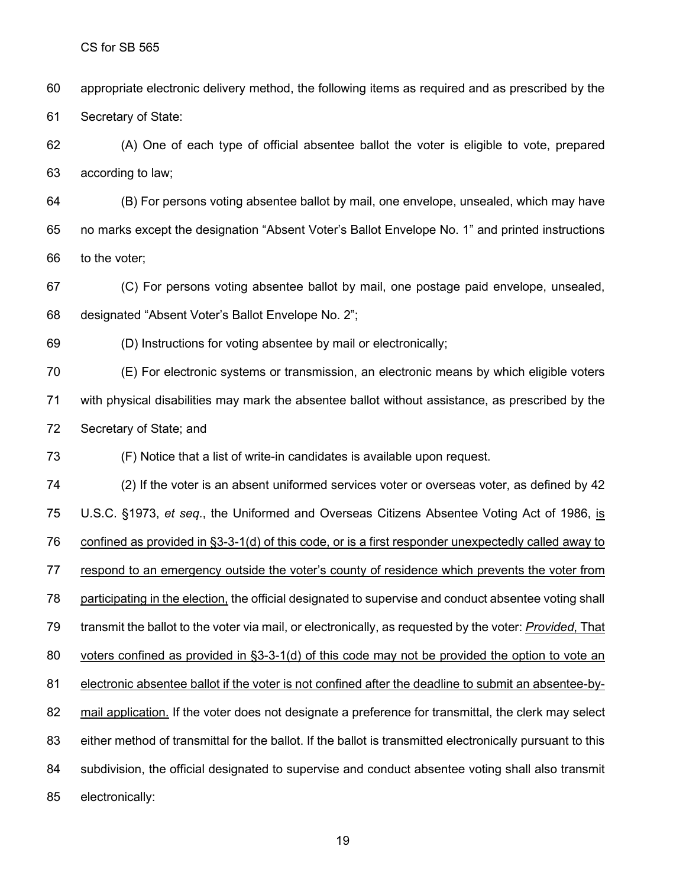appropriate electronic delivery method, the following items as required and as prescribed by the Secretary of State:

(A) One of each type of official absentee ballot the voter is eligible to vote, prepared according to law;

(B) For persons voting absentee ballot by mail, one envelope, unsealed, which may have no marks except the designation "Absent Voter's Ballot Envelope No. 1" and printed instructions to the voter;

(C) For persons voting absentee ballot by mail, one postage paid envelope, unsealed, designated "Absent Voter's Ballot Envelope No. 2";

(D) Instructions for voting absentee by mail or electronically;

(E) For electronic systems or transmission, an electronic means by which eligible voters with physical disabilities may mark the absentee ballot without assistance, as prescribed by the Secretary of State; and

(F) Notice that a list of write-in candidates is available upon request.

(2) If the voter is an absent uniformed services voter or overseas voter, as defined by 42 U.S.C. §1973, *et seq.*, the Uniformed and Overseas Citizens Absentee Voting Act of 1986, <u>is confined as provided in §3-3-1(d) of this code, or is a first responder unexpectedly called away to respond to an emergency outside the voter's county of residence which prevents the voter from participating in the election,</u> the official designated to supervise and conduct absentee voting shall transmit the ballot to the voter via mail, or electronically, as requested by the voter: <u>*Provided*, That voters confined as provided in §3-3-1(d) of this code may not be provided the option to vote an electronic absentee ballot if the voter is not confined after the deadline to submit an absentee-by-mail application.</u> If the voter does not designate a preference for transmittal, the clerk may select either method of transmittal for the ballot. If the ballot is transmitted electronically pursuant to this subdivision, the official designated to supervise and conduct absentee voting shall also transmit electronically: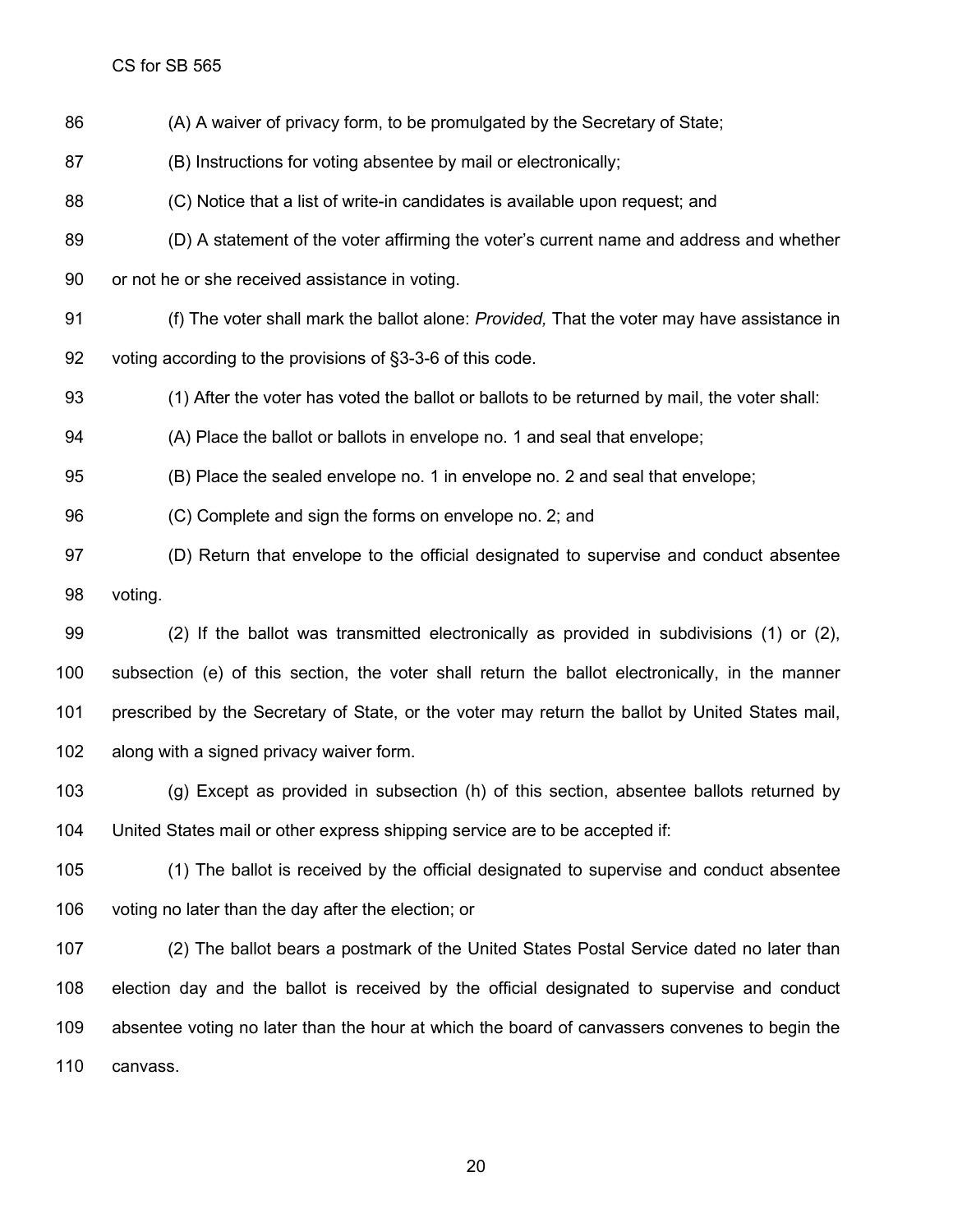(A) A waiver of privacy form, to be promulgated by the Secretary of State;

(B) Instructions for voting absentee by mail or electronically;

(C) Notice that a list of write-in candidates is available upon request; and

(D) A statement of the voter affirming the voter's current name and address and whether or not he or she received assistance in voting.

(f) The voter shall mark the ballot alone: *Provided,* That the voter may have assistance in voting according to the provisions of §3-3-6 of this code.

(1) After the voter has voted the ballot or ballots to be returned by mail, the voter shall:

(A) Place the ballot or ballots in envelope no. 1 and seal that envelope;

(B) Place the sealed envelope no. 1 in envelope no. 2 and seal that envelope;

(C) Complete and sign the forms on envelope no. 2; and

(D) Return that envelope to the official designated to supervise and conduct absentee voting.

(2) If the ballot was transmitted electronically as provided in subdivisions (1) or (2), subsection (e) of this section, the voter shall return the ballot electronically, in the manner prescribed by the Secretary of State, or the voter may return the ballot by United States mail, along with a signed privacy waiver form.

(g) Except as provided in subsection (h) of this section, absentee ballots returned by United States mail or other express shipping service are to be accepted if:

(1) The ballot is received by the official designated to supervise and conduct absentee voting no later than the day after the election; or

(2) The ballot bears a postmark of the United States Postal Service dated no later than election day and the ballot is received by the official designated to supervise and conduct absentee voting no later than the hour at which the board of canvassers convenes to begin the canvass.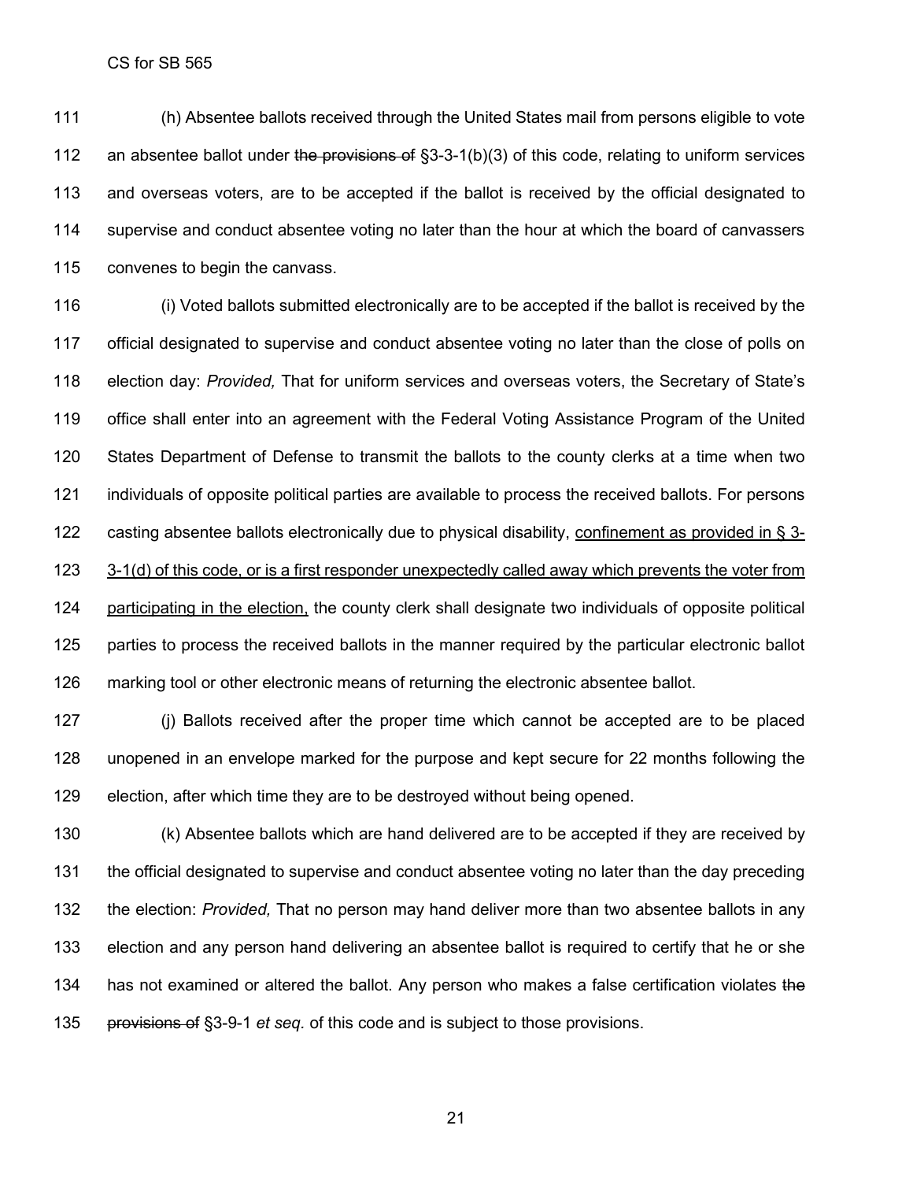(h) Absentee ballots received through the United States mail from persons eligible to vote an absentee ballot under ~~the provisions of~~ §3-3-1(b)(3) of this code, relating to uniform services and overseas voters, are to be accepted if the ballot is received by the official designated to supervise and conduct absentee voting no later than the hour at which the board of canvassers convenes to begin the canvass.

(i) Voted ballots submitted electronically are to be accepted if the ballot is received by the official designated to supervise and conduct absentee voting no later than the close of polls on election day: *Provided,* That for uniform services and overseas voters, the Secretary of State's office shall enter into an agreement with the Federal Voting Assistance Program of the United States Department of Defense to transmit the ballots to the county clerks at a time when two individuals of opposite political parties are available to process the received ballots. For persons casting absentee ballots electronically due to physical disability, <u>confinement as provided in § 3-3-1(d) of this code, or is a first responder unexpectedly called away which prevents the voter from participating in the election,</u> the county clerk shall designate two individuals of opposite political parties to process the received ballots in the manner required by the particular electronic ballot marking tool or other electronic means of returning the electronic absentee ballot.

(j) Ballots received after the proper time which cannot be accepted are to be placed unopened in an envelope marked for the purpose and kept secure for 22 months following the election, after which time they are to be destroyed without being opened.

(k) Absentee ballots which are hand delivered are to be accepted if they are received by the official designated to supervise and conduct absentee voting no later than the day preceding the election: *Provided,* That no person may hand deliver more than two absentee ballots in any election and any person hand delivering an absentee ballot is required to certify that he or she has not examined or altered the ballot. Any person who makes a false certification violates ~~the provisions of~~ §3-9-1 *et seq.* of this code and is subject to those provisions.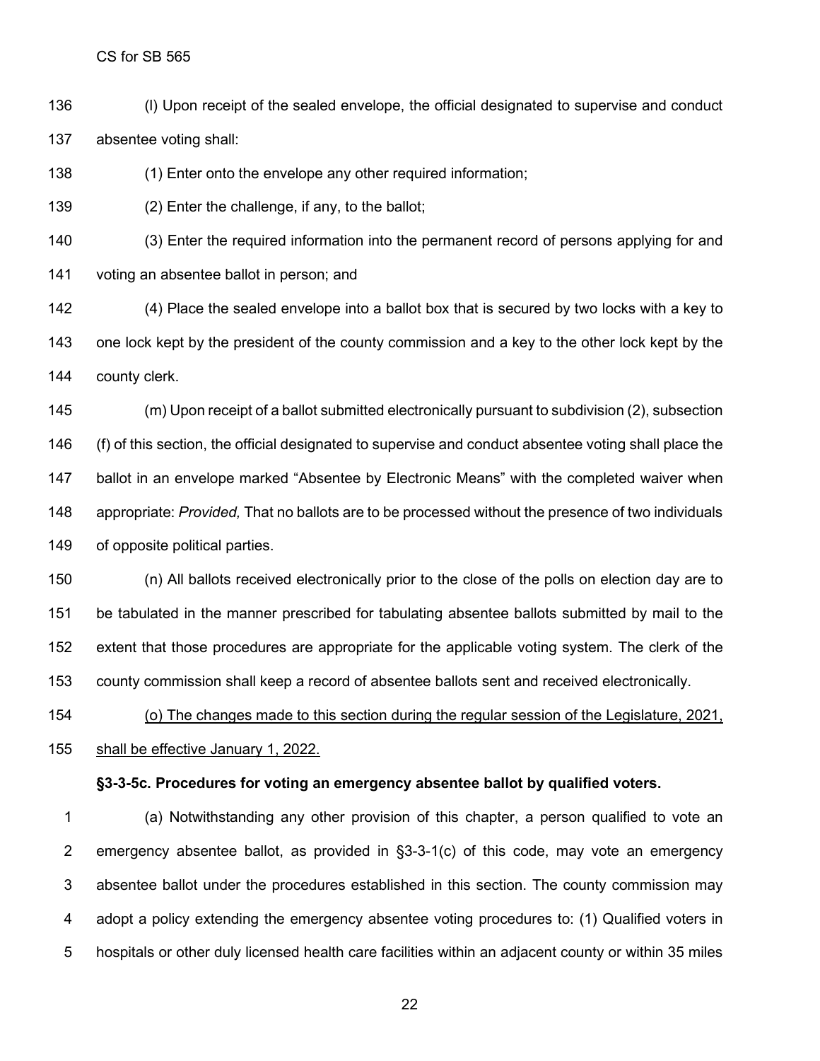(l) Upon receipt of the sealed envelope, the official designated to supervise and conduct absentee voting shall:

(1) Enter onto the envelope any other required information;

(2) Enter the challenge, if any, to the ballot;

(3) Enter the required information into the permanent record of persons applying for and voting an absentee ballot in person; and

(4) Place the sealed envelope into a ballot box that is secured by two locks with a key to one lock kept by the president of the county commission and a key to the other lock kept by the county clerk.

(m) Upon receipt of a ballot submitted electronically pursuant to subdivision (2), subsection (f) of this section, the official designated to supervise and conduct absentee voting shall place the ballot in an envelope marked "Absentee by Electronic Means" with the completed waiver when appropriate: *Provided,* That no ballots are to be processed without the presence of two individuals of opposite political parties.

(n) All ballots received electronically prior to the close of the polls on election day are to be tabulated in the manner prescribed for tabulating absentee ballots submitted by mail to the extent that those procedures are appropriate for the applicable voting system. The clerk of the county commission shall keep a record of absentee ballots sent and received electronically.

<u>(o) The changes made to this section during the regular session of the Legislature, 2021, shall be effective January 1, 2022.</u>

**§3-3-5c. Procedures for voting an emergency absentee ballot by qualified voters.**

(a) Notwithstanding any other provision of this chapter, a person qualified to vote an emergency absentee ballot, as provided in §3-3-1(c) of this code, may vote an emergency absentee ballot under the procedures established in this section. The county commission may adopt a policy extending the emergency absentee voting procedures to: (1) Qualified voters in hospitals or other duly licensed health care facilities within an adjacent county or within 35 miles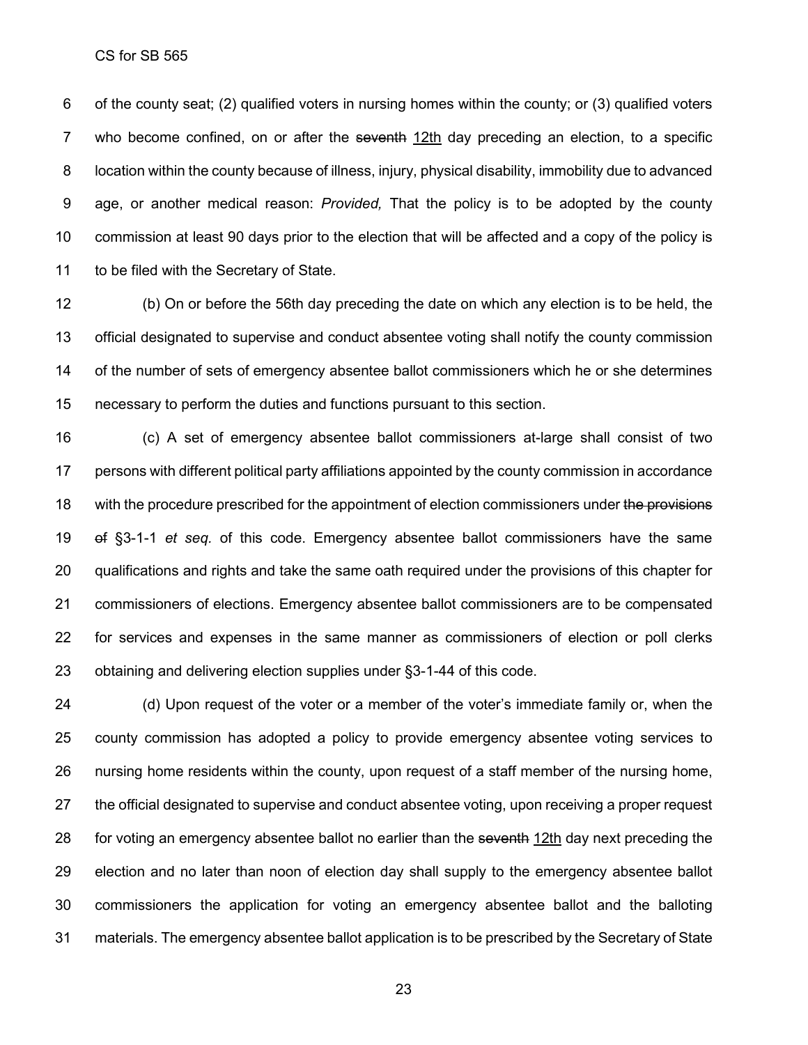of the county seat; (2) qualified voters in nursing homes within the county; or (3) qualified voters who become confined, on or after the ~~seventh~~ 12th day preceding an election, to a specific location within the county because of illness, injury, physical disability, immobility due to advanced age, or another medical reason: *Provided,* That the policy is to be adopted by the county commission at least 90 days prior to the election that will be affected and a copy of the policy is to be filed with the Secretary of State.

(b) On or before the 56th day preceding the date on which any election is to be held, the official designated to supervise and conduct absentee voting shall notify the county commission of the number of sets of emergency absentee ballot commissioners which he or she determines necessary to perform the duties and functions pursuant to this section.

(c) A set of emergency absentee ballot commissioners at-large shall consist of two persons with different political party affiliations appointed by the county commission in accordance with the procedure prescribed for the appointment of election commissioners under ~~the provisions of~~ §3-1-1 *et seq.* of this code. Emergency absentee ballot commissioners have the same qualifications and rights and take the same oath required under the provisions of this chapter for commissioners of elections. Emergency absentee ballot commissioners are to be compensated for services and expenses in the same manner as commissioners of election or poll clerks obtaining and delivering election supplies under §3-1-44 of this code.

(d) Upon request of the voter or a member of the voter's immediate family or, when the county commission has adopted a policy to provide emergency absentee voting services to nursing home residents within the county, upon request of a staff member of the nursing home, the official designated to supervise and conduct absentee voting, upon receiving a proper request for voting an emergency absentee ballot no earlier than the ~~seventh~~ 12th day next preceding the election and no later than noon of election day shall supply to the emergency absentee ballot commissioners the application for voting an emergency absentee ballot and the balloting materials. The emergency absentee ballot application is to be prescribed by the Secretary of State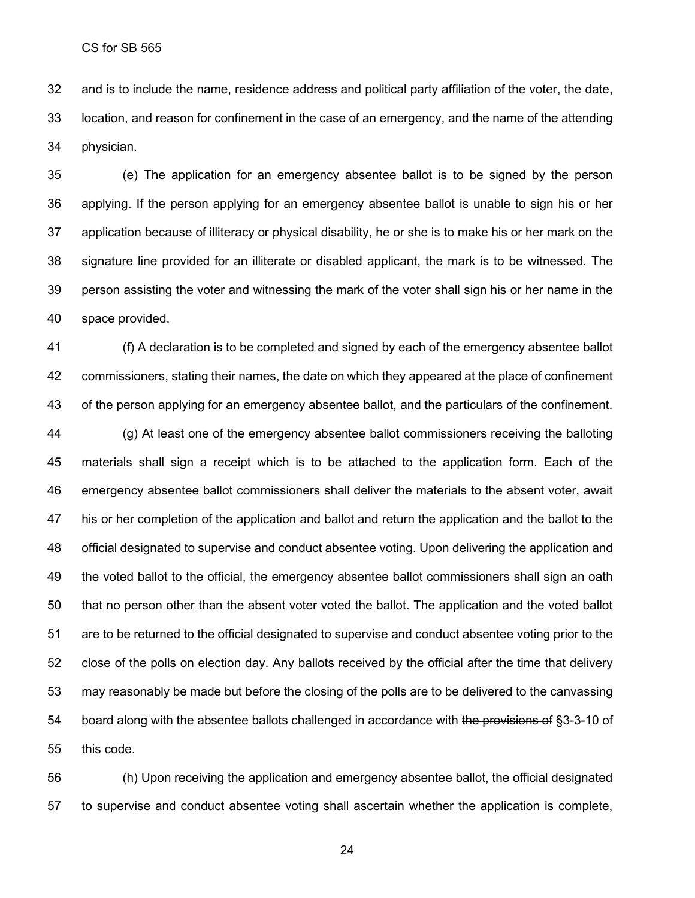and is to include the name, residence address and political party affiliation of the voter, the date, location, and reason for confinement in the case of an emergency, and the name of the attending physician.

(e) The application for an emergency absentee ballot is to be signed by the person applying. If the person applying for an emergency absentee ballot is unable to sign his or her application because of illiteracy or physical disability, he or she is to make his or her mark on the signature line provided for an illiterate or disabled applicant, the mark is to be witnessed. The person assisting the voter and witnessing the mark of the voter shall sign his or her name in the space provided.

(f) A declaration is to be completed and signed by each of the emergency absentee ballot commissioners, stating their names, the date on which they appeared at the place of confinement of the person applying for an emergency absentee ballot, and the particulars of the confinement.

(g) At least one of the emergency absentee ballot commissioners receiving the balloting materials shall sign a receipt which is to be attached to the application form. Each of the emergency absentee ballot commissioners shall deliver the materials to the absent voter, await his or her completion of the application and ballot and return the application and the ballot to the official designated to supervise and conduct absentee voting. Upon delivering the application and the voted ballot to the official, the emergency absentee ballot commissioners shall sign an oath that no person other than the absent voter voted the ballot. The application and the voted ballot are to be returned to the official designated to supervise and conduct absentee voting prior to the close of the polls on election day. Any ballots received by the official after the time that delivery may reasonably be made but before the closing of the polls are to be delivered to the canvassing board along with the absentee ballots challenged in accordance with ~~the provisions of~~ §3-3-10 of this code.

(h) Upon receiving the application and emergency absentee ballot, the official designated to supervise and conduct absentee voting shall ascertain whether the application is complete,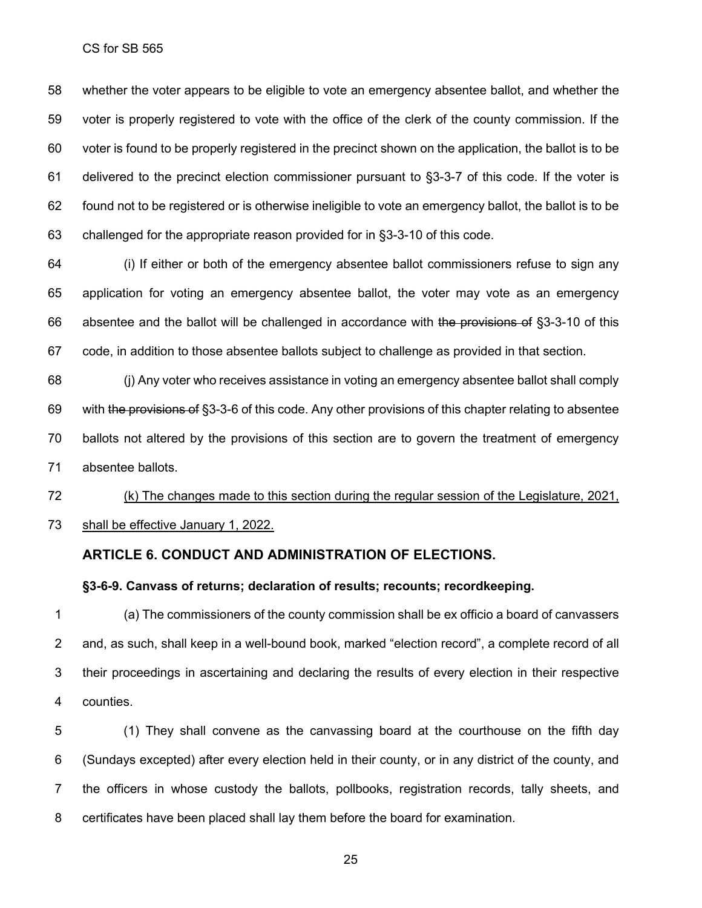whether the voter appears to be eligible to vote an emergency absentee ballot, and whether the voter is properly registered to vote with the office of the clerk of the county commission. If the voter is found to be properly registered in the precinct shown on the application, the ballot is to be delivered to the precinct election commissioner pursuant to §3-3-7 of this code. If the voter is found not to be registered or is otherwise ineligible to vote an emergency ballot, the ballot is to be challenged for the appropriate reason provided for in §3-3-10 of this code.

(i) If either or both of the emergency absentee ballot commissioners refuse to sign any application for voting an emergency absentee ballot, the voter may vote as an emergency absentee and the ballot will be challenged in accordance with ~~the provisions of~~ §3-3-10 of this code, in addition to those absentee ballots subject to challenge as provided in that section.

(j) Any voter who receives assistance in voting an emergency absentee ballot shall comply with ~~the provisions of~~ §3-3-6 of this code. Any other provisions of this chapter relating to absentee ballots not altered by the provisions of this section are to govern the treatment of emergency absentee ballots.

<u>(k) The changes made to this section during the regular session of the Legislature, 2021, shall be effective January 1, 2022.</u>

## ARTICLE 6. CONDUCT AND ADMINISTRATION OF ELECTIONS.

### §3-6-9. Canvass of returns; declaration of results; recounts; recordkeeping.

(a) The commissioners of the county commission shall be ex officio a board of canvassers and, as such, shall keep in a well-bound book, marked "election record", a complete record of all their proceedings in ascertaining and declaring the results of every election in their respective counties.

(1) They shall convene as the canvassing board at the courthouse on the fifth day (Sundays excepted) after every election held in their county, or in any district of the county, and the officers in whose custody the ballots, pollbooks, registration records, tally sheets, and certificates have been placed shall lay them before the board for examination.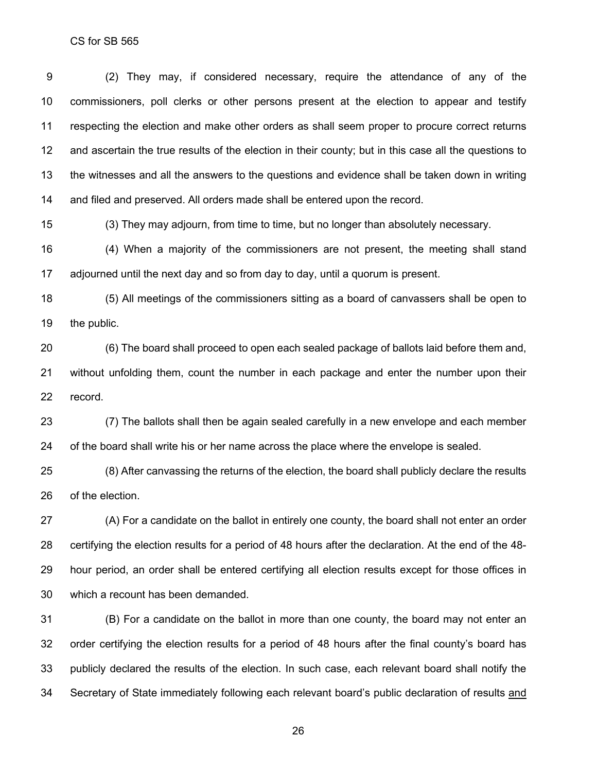(2) They may, if considered necessary, require the attendance of any of the commissioners, poll clerks or other persons present at the election to appear and testify respecting the election and make other orders as shall seem proper to procure correct returns and ascertain the true results of the election in their county; but in this case all the questions to the witnesses and all the answers to the questions and evidence shall be taken down in writing and filed and preserved. All orders made shall be entered upon the record.

(3) They may adjourn, from time to time, but no longer than absolutely necessary.

(4) When a majority of the commissioners are not present, the meeting shall stand adjourned until the next day and so from day to day, until a quorum is present.

(5) All meetings of the commissioners sitting as a board of canvassers shall be open to the public.

(6) The board shall proceed to open each sealed package of ballots laid before them and, without unfolding them, count the number in each package and enter the number upon their record.

(7) The ballots shall then be again sealed carefully in a new envelope and each member of the board shall write his or her name across the place where the envelope is sealed.

(8) After canvassing the returns of the election, the board shall publicly declare the results of the election.

(A) For a candidate on the ballot in entirely one county, the board shall not enter an order certifying the election results for a period of 48 hours after the declaration. At the end of the 48-hour period, an order shall be entered certifying all election results except for those offices in which a recount has been demanded.

(B) For a candidate on the ballot in more than one county, the board may not enter an order certifying the election results for a period of 48 hours after the final county's board has publicly declared the results of the election. In such case, each relevant board shall notify the Secretary of State immediately following each relevant board's public declaration of results and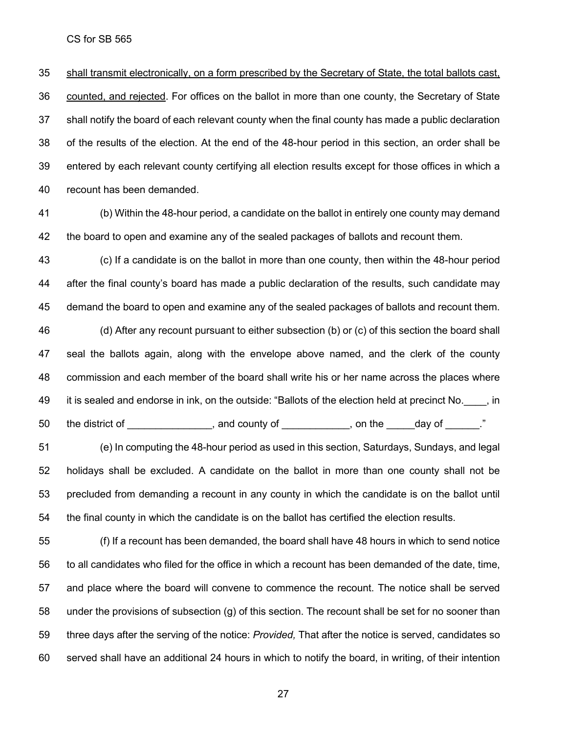shall transmit electronically, on a form prescribed by the Secretary of State, the total ballots cast, counted, and rejected. For offices on the ballot in more than one county, the Secretary of State shall notify the board of each relevant county when the final county has made a public declaration of the results of the election. At the end of the 48-hour period in this section, an order shall be entered by each relevant county certifying all election results except for those offices in which a recount has been demanded.

(b) Within the 48-hour period, a candidate on the ballot in entirely one county may demand the board to open and examine any of the sealed packages of ballots and recount them.

(c) If a candidate is on the ballot in more than one county, then within the 48-hour period after the final county's board has made a public declaration of the results, such candidate may demand the board to open and examine any of the sealed packages of ballots and recount them.

(d) After any recount pursuant to either subsection (b) or (c) of this section the board shall seal the ballots again, along with the envelope above named, and the clerk of the county commission and each member of the board shall write his or her name across the places where it is sealed and endorse in ink, on the outside: "Ballots of the election held at precinct No.____, in the district of _______________, and county of ____________, on the _____day of ______."

(e) In computing the 48-hour period as used in this section, Saturdays, Sundays, and legal holidays shall be excluded. A candidate on the ballot in more than one county shall not be precluded from demanding a recount in any county in which the candidate is on the ballot until the final county in which the candidate is on the ballot has certified the election results.

(f) If a recount has been demanded, the board shall have 48 hours in which to send notice to all candidates who filed for the office in which a recount has been demanded of the date, time, and place where the board will convene to commence the recount. The notice shall be served under the provisions of subsection (g) of this section. The recount shall be set for no sooner than three days after the serving of the notice: *Provided,* That after the notice is served, candidates so served shall have an additional 24 hours in which to notify the board, in writing, of their intention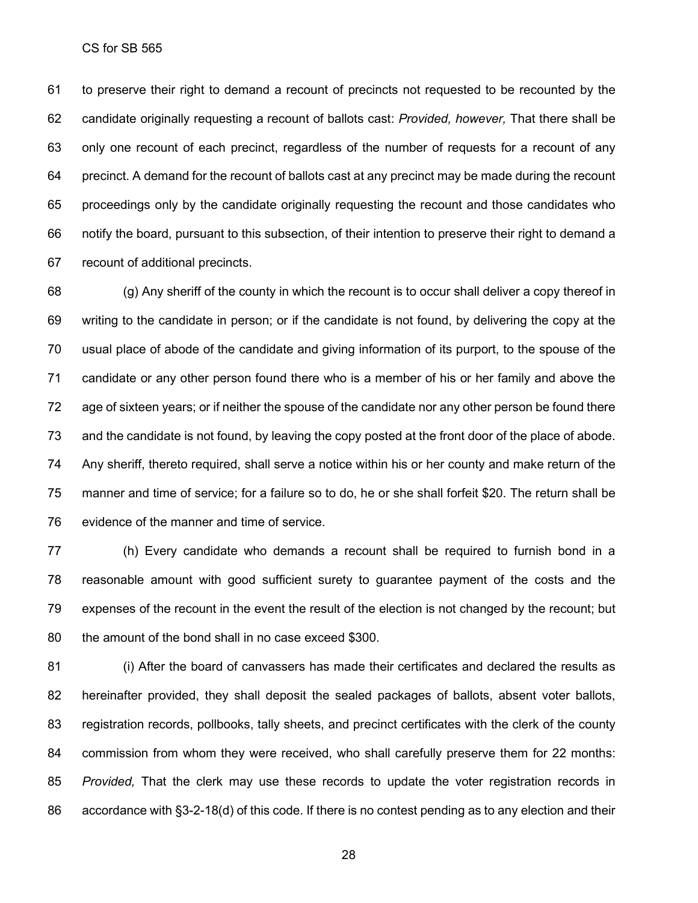to preserve their right to demand a recount of precincts not requested to be recounted by the candidate originally requesting a recount of ballots cast: *Provided, however,* That there shall be only one recount of each precinct, regardless of the number of requests for a recount of any precinct. A demand for the recount of ballots cast at any precinct may be made during the recount proceedings only by the candidate originally requesting the recount and those candidates who notify the board, pursuant to this subsection, of their intention to preserve their right to demand a recount of additional precincts.

(g) Any sheriff of the county in which the recount is to occur shall deliver a copy thereof in writing to the candidate in person; or if the candidate is not found, by delivering the copy at the usual place of abode of the candidate and giving information of its purport, to the spouse of the candidate or any other person found there who is a member of his or her family and above the age of sixteen years; or if neither the spouse of the candidate nor any other person be found there and the candidate is not found, by leaving the copy posted at the front door of the place of abode. Any sheriff, thereto required, shall serve a notice within his or her county and make return of the manner and time of service; for a failure so to do, he or she shall forfeit $20. The return shall be evidence of the manner and time of service.

(h) Every candidate who demands a recount shall be required to furnish bond in a reasonable amount with good sufficient surety to guarantee payment of the costs and the expenses of the recount in the event the result of the election is not changed by the recount; but the amount of the bond shall in no case exceed $300.

(i) After the board of canvassers has made their certificates and declared the results as hereinafter provided, they shall deposit the sealed packages of ballots, absent voter ballots, registration records, pollbooks, tally sheets, and precinct certificates with the clerk of the county commission from whom they were received, who shall carefully preserve them for 22 months: *Provided,* That the clerk may use these records to update the voter registration records in accordance with §3-2-18(d) of this code. If there is no contest pending as to any election and their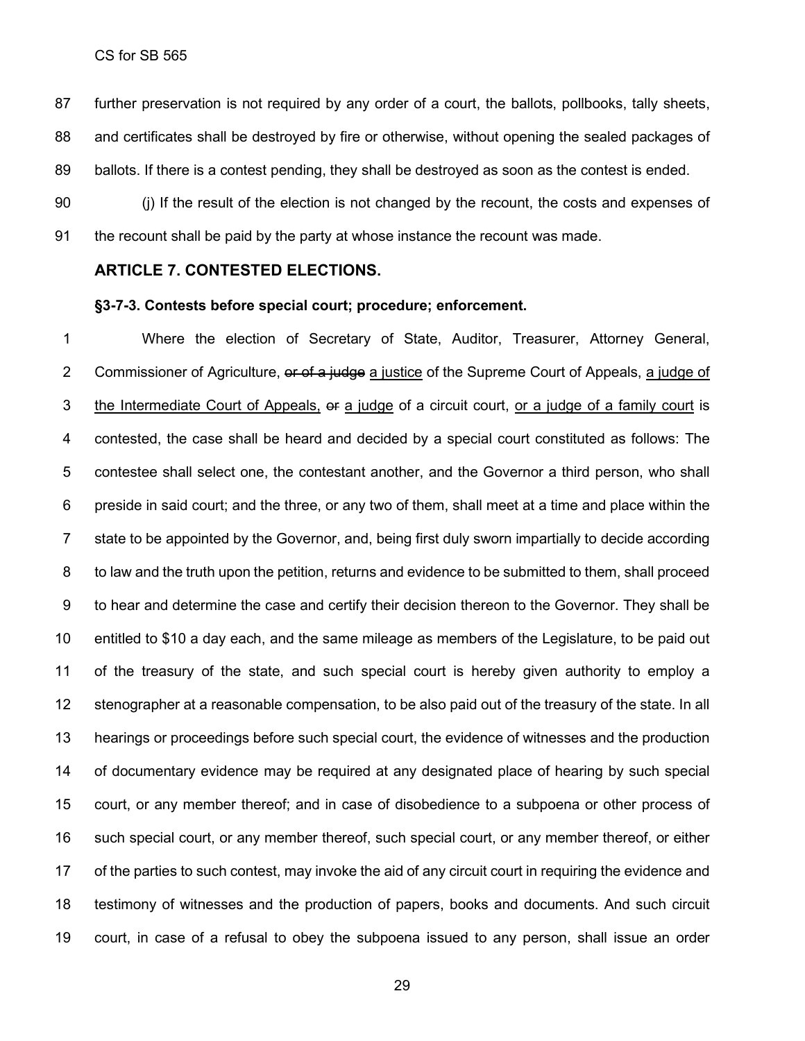further preservation is not required by any order of a court, the ballots, pollbooks, tally sheets, and certificates shall be destroyed by fire or otherwise, without opening the sealed packages of ballots. If there is a contest pending, they shall be destroyed as soon as the contest is ended.

(j) If the result of the election is not changed by the recount, the costs and expenses of the recount shall be paid by the party at whose instance the recount was made.

## ARTICLE 7. CONTESTED ELECTIONS.

### §3-7-3. Contests before special court; procedure; enforcement.

Where the election of Secretary of State, Auditor, Treasurer, Attorney General, Commissioner of Agriculture, ~~or of a judge~~ a justice of the Supreme Court of Appeals, a judge of the Intermediate Court of Appeals, ~~or~~ a judge of a circuit court, or a judge of a family court is contested, the case shall be heard and decided by a special court constituted as follows: The contestee shall select one, the contestant another, and the Governor a third person, who shall preside in said court; and the three, or any two of them, shall meet at a time and place within the state to be appointed by the Governor, and, being first duly sworn impartially to decide according to law and the truth upon the petition, returns and evidence to be submitted to them, shall proceed to hear and determine the case and certify their decision thereon to the Governor. They shall be entitled to $10 a day each, and the same mileage as members of the Legislature, to be paid out of the treasury of the state, and such special court is hereby given authority to employ a stenographer at a reasonable compensation, to be also paid out of the treasury of the state. In all hearings or proceedings before such special court, the evidence of witnesses and the production of documentary evidence may be required at any designated place of hearing by such special court, or any member thereof; and in case of disobedience to a subpoena or other process of such special court, or any member thereof, such special court, or any member thereof, or either of the parties to such contest, may invoke the aid of any circuit court in requiring the evidence and testimony of witnesses and the production of papers, books and documents. And such circuit court, in case of a refusal to obey the subpoena issued to any person, shall issue an order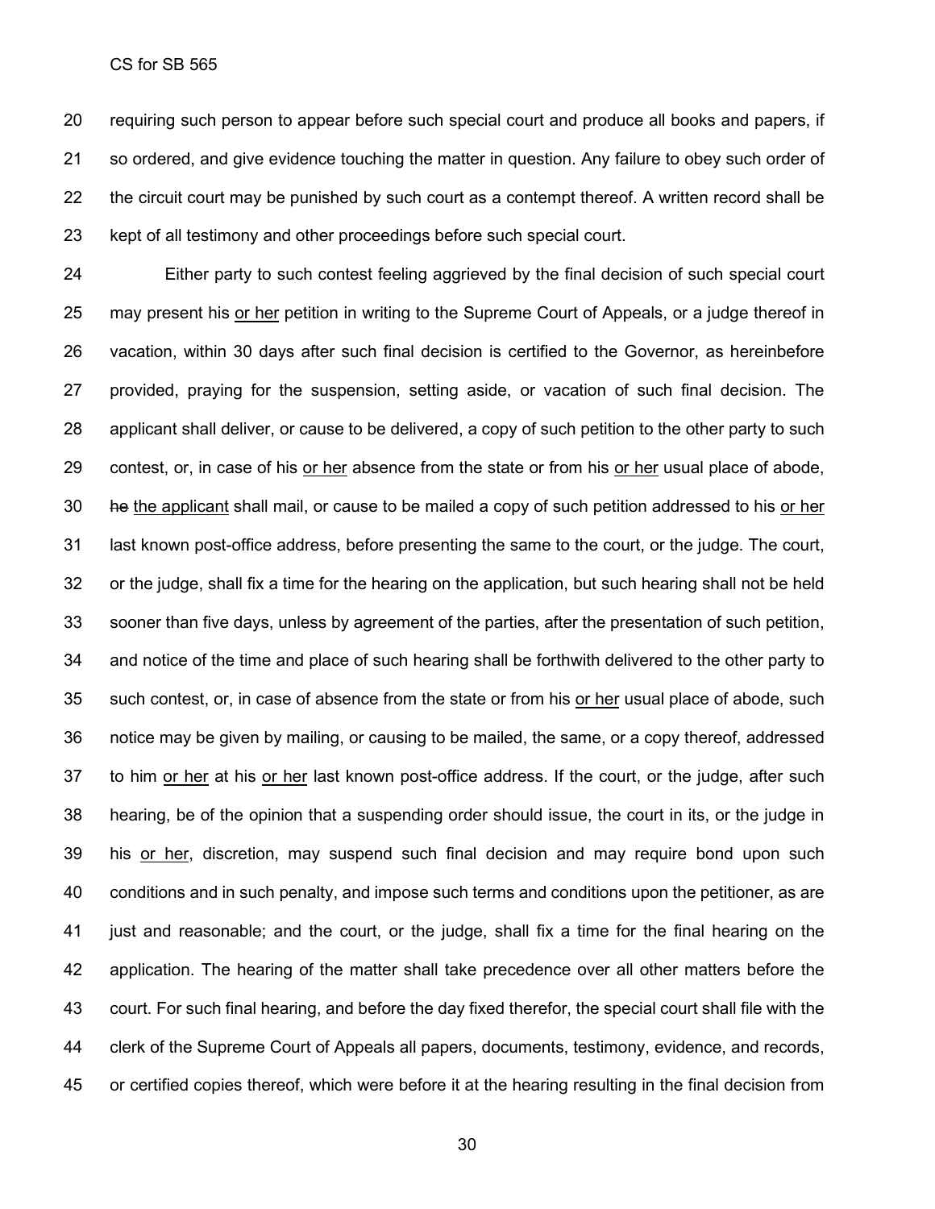requiring such person to appear before such special court and produce all books and papers, if so ordered, and give evidence touching the matter in question. Any failure to obey such order of the circuit court may be punished by such court as a contempt thereof. A written record shall be kept of all testimony and other proceedings before such special court.

Either party to such contest feeling aggrieved by the final decision of such special court may present his or her petition in writing to the Supreme Court of Appeals, or a judge thereof in vacation, within 30 days after such final decision is certified to the Governor, as hereinbefore provided, praying for the suspension, setting aside, or vacation of such final decision. The applicant shall deliver, or cause to be delivered, a copy of such petition to the other party to such contest, or, in case of his or her absence from the state or from his or her usual place of abode, ~~he~~ the applicant shall mail, or cause to be mailed a copy of such petition addressed to his or her last known post-office address, before presenting the same to the court, or the judge. The court, or the judge, shall fix a time for the hearing on the application, but such hearing shall not be held sooner than five days, unless by agreement of the parties, after the presentation of such petition, and notice of the time and place of such hearing shall be forthwith delivered to the other party to such contest, or, in case of absence from the state or from his or her usual place of abode, such notice may be given by mailing, or causing to be mailed, the same, or a copy thereof, addressed to him or her at his or her last known post-office address. If the court, or the judge, after such hearing, be of the opinion that a suspending order should issue, the court in its, or the judge in his or her, discretion, may suspend such final decision and may require bond upon such conditions and in such penalty, and impose such terms and conditions upon the petitioner, as are just and reasonable; and the court, or the judge, shall fix a time for the final hearing on the application. The hearing of the matter shall take precedence over all other matters before the court. For such final hearing, and before the day fixed therefor, the special court shall file with the clerk of the Supreme Court of Appeals all papers, documents, testimony, evidence, and records, or certified copies thereof, which were before it at the hearing resulting in the final decision from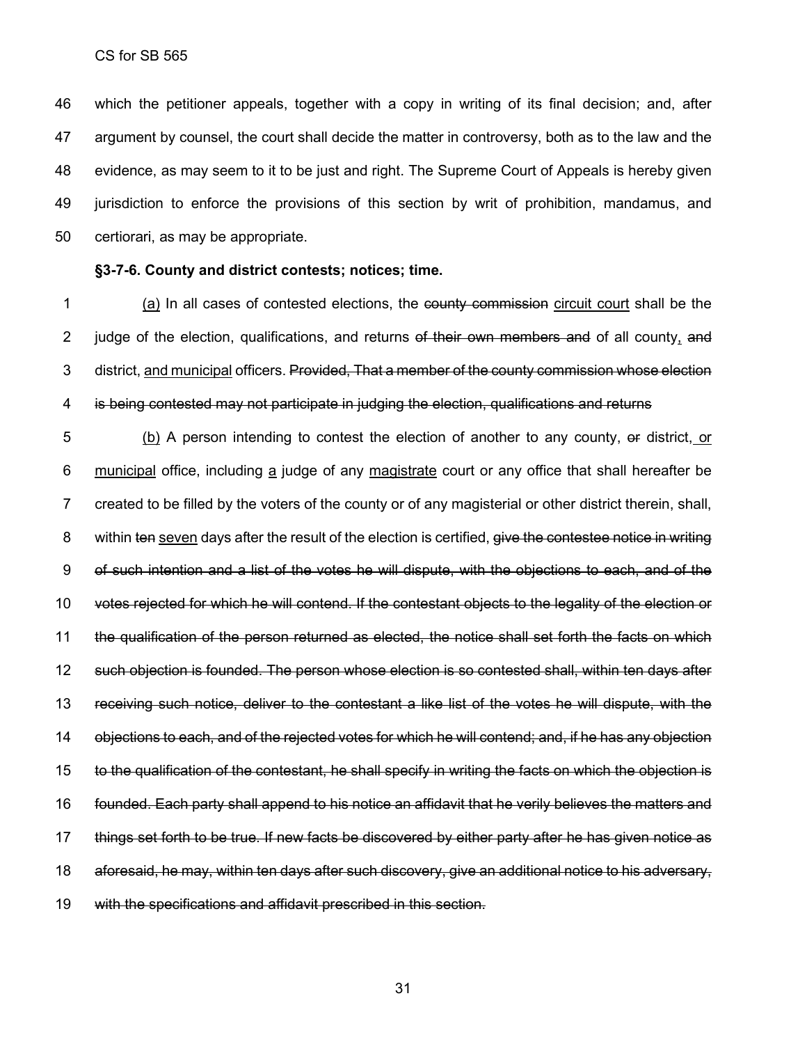which the petitioner appeals, together with a copy in writing of its final decision; and, after argument by counsel, the court shall decide the matter in controversy, both as to the law and the evidence, as may seem to it to be just and right. The Supreme Court of Appeals is hereby given jurisdiction to enforce the provisions of this section by writ of prohibition, mandamus, and certiorari, as may be appropriate.

**§3-7-6. County and district contests; notices; time.**

<u>(a)</u> In all cases of contested elections, the ~~county commission~~ <u>circuit court</u> shall be the judge of the election, qualifications, and returns ~~of their own members and~~ of all county<u>,</u> ~~and~~ district, <u>and municipal</u> officers. ~~Provided, That a member of the county commission whose election is being contested may not participate in judging the election, qualifications and returns~~

<u>(b)</u> A person intending to contest the election of another to any county, ~~or~~ district,<u> or municipal</u> office, including <u>a</u> judge of any <u>magistrate</u> court or any office that shall hereafter be created to be filled by the voters of the county or of any magisterial or other district therein, shall, within ~~ten~~ <u>seven</u> days after the result of the election is certified, ~~give the contestee notice in writing of such intention and a list of the votes he will dispute, with the objections to each, and of the votes rejected for which he will contend. If the contestant objects to the legality of the election or the qualification of the person returned as elected, the notice shall set forth the facts on which such objection is founded. The person whose election is so contested shall, within ten days after receiving such notice, deliver to the contestant a like list of the votes he will dispute, with the objections to each, and of the rejected votes for which he will contend; and, if he has any objection to the qualification of the contestant, he shall specify in writing the facts on which the objection is founded. Each party shall append to his notice an affidavit that he verily believes the matters and things set forth to be true. If new facts be discovered by either party after he has given notice as aforesaid, he may, within ten days after such discovery, give an additional notice to his adversary, with the specifications and affidavit prescribed in this section.~~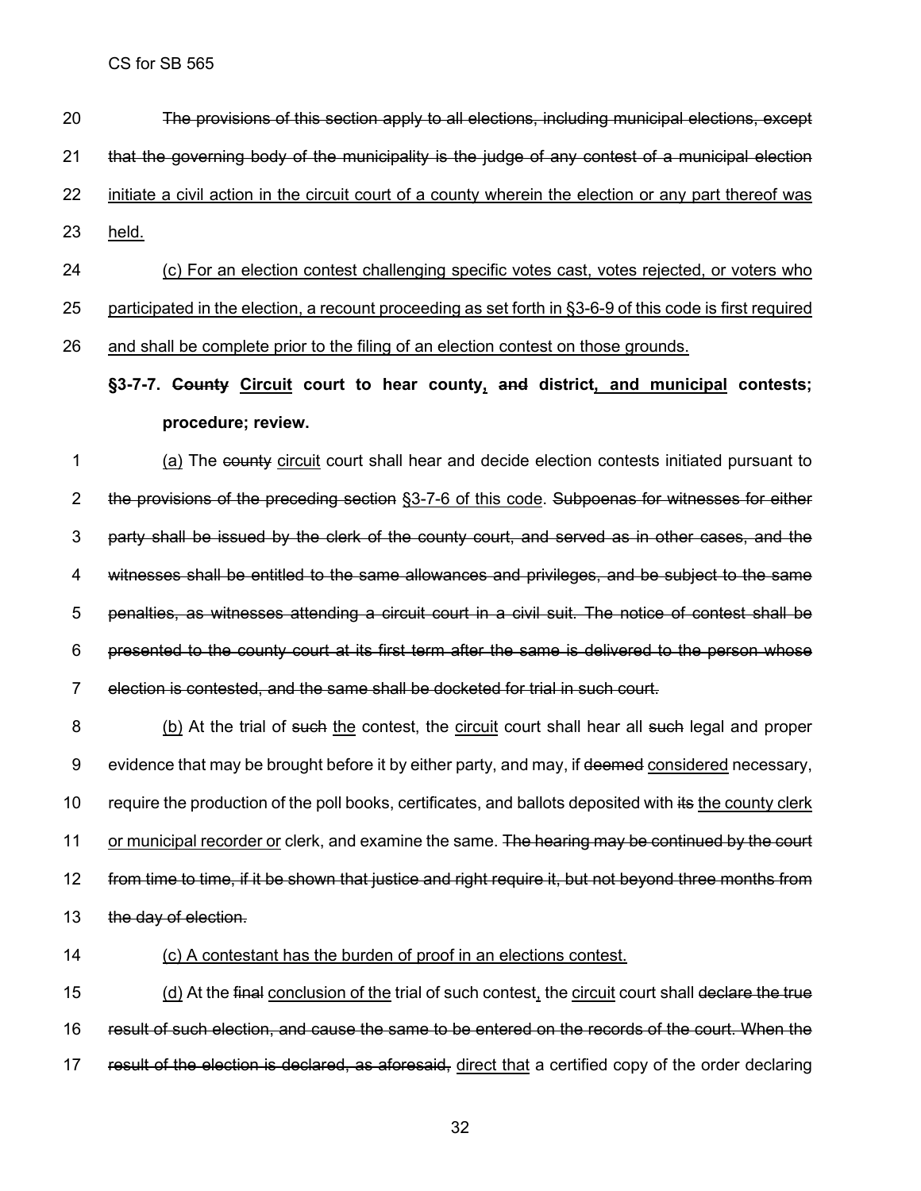20 ~~The provisions of this section apply to all elections, including municipal elections, except~~

21 ~~that the governing body of the municipality is the judge of any contest of a municipal election~~

22 initiate a civil action in the circuit court of a county wherein the election or any part thereof was

23 held.

24 (c) For an election contest challenging specific votes cast, votes rejected, or voters who

25 participated in the election, a recount proceeding as set forth in §3-6-9 of this code is first required

26 and shall be complete prior to the filing of an election contest on those grounds.

**§3-7-7. ~~County~~ Circuit court to hear county, ~~and~~ district, and municipal contests; procedure; review.**

1 (a) The ~~county~~ circuit court shall hear and decide election contests initiated pursuant to

2 ~~the provisions of the preceding section~~ §3-7-6 of this code. ~~Subpoenas for witnesses for either~~

3 ~~party shall be issued by the clerk of the county court, and served as in other cases, and the~~

4 ~~witnesses shall be entitled to the same allowances and privileges, and be subject to the same~~

5 ~~penalties, as witnesses attending a circuit court in a civil suit. The notice of contest shall be~~

6 ~~presented to the county court at its first term after the same is delivered to the person whose~~

7 ~~election is contested, and the same shall be docketed for trial in such court.~~

8 (b) At the trial of ~~such~~ the contest, the circuit court shall hear all ~~such~~ legal and proper

9 evidence that may be brought before it by either party, and may, if ~~deemed~~ considered necessary,

10 require the production of the poll books, certificates, and ballots deposited with ~~its~~ the county clerk

11 or municipal recorder or clerk, and examine the same. ~~The hearing may be continued by the court~~

12 ~~from time to time, if it be shown that justice and right require it, but not beyond three months from~~

13 ~~the day of election.~~

14 (c) A contestant has the burden of proof in an elections contest.

15 (d) At the ~~final~~ conclusion of the trial of such contest, the circuit court shall ~~declare the true~~

16 ~~result of such election, and cause the same to be entered on the records of the court. When the~~

17 ~~result of the election is declared, as aforesaid,~~ direct that a certified copy of the order declaring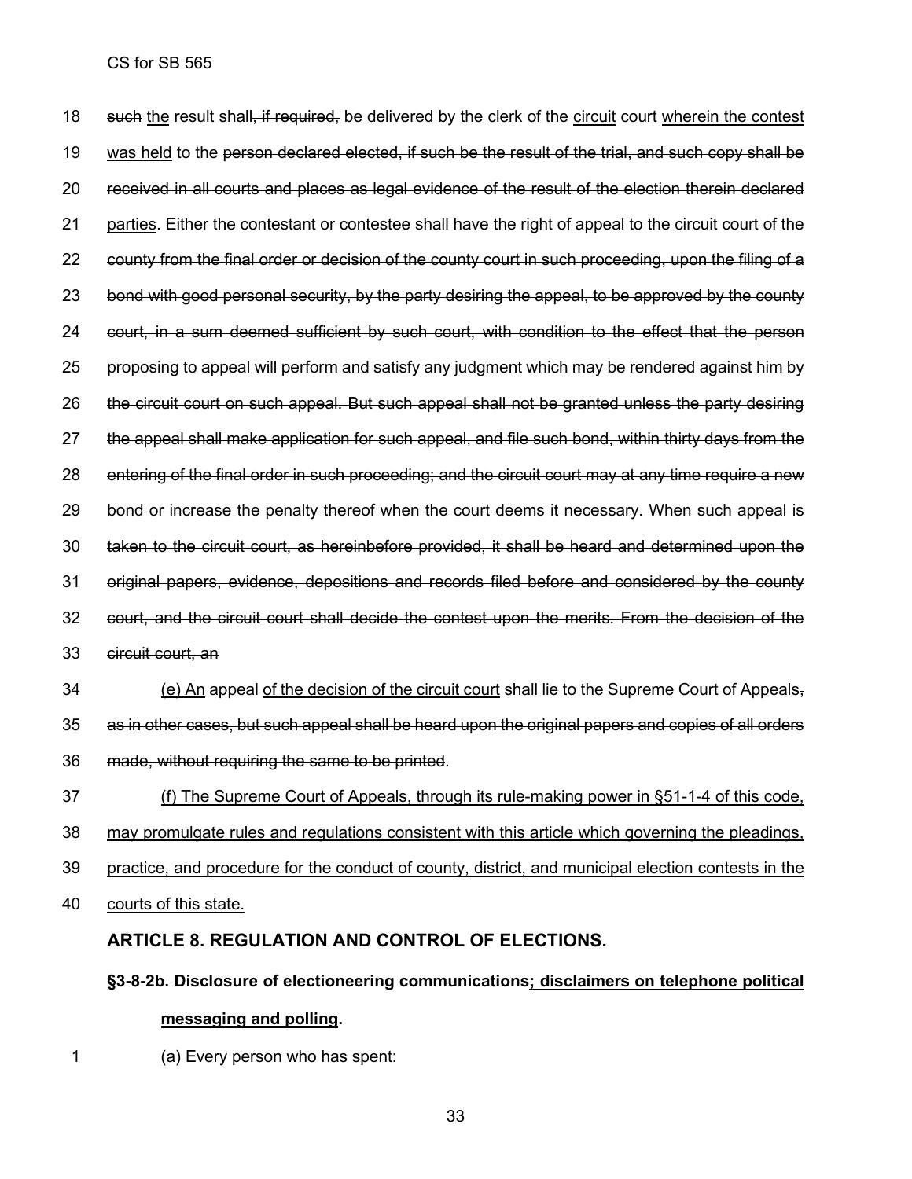18 ~~such~~ the result shall~~, if required,~~ be delivered by the clerk of the circuit court wherein the contest
19 was held to the ~~person declared elected, if such be the result of the trial, and such copy shall be~~
20 ~~received in all courts and places as legal evidence of the result of the election therein declared~~
21 parties. ~~Either the contestant or contestee shall have the right of appeal to the circuit court of the~~
22 ~~county from the final order or decision of the county court in such proceeding, upon the filing of a~~
23 ~~bond with good personal security, by the party desiring the appeal, to be approved by the county~~
24 ~~court, in a sum deemed sufficient by such court, with condition to the effect that the person~~
25 ~~proposing to appeal will perform and satisfy any judgment which may be rendered against him by~~
26 ~~the circuit court on such appeal. But such appeal shall not be granted unless the party desiring~~
27 ~~the appeal shall make application for such appeal, and file such bond, within thirty days from the~~
28 ~~entering of the final order in such proceeding; and the circuit court may at any time require a new~~
29 ~~bond or increase the penalty thereof when the court deems it necessary. When such appeal is~~
30 ~~taken to the circuit court, as hereinbefore provided, it shall be heard and determined upon the~~
31 ~~original papers, evidence, depositions and records filed before and considered by the county~~
32 ~~court, and the circuit court shall decide the contest upon the merits. From the decision of the~~
33 ~~circuit court, an~~

34 (e) An appeal of the decision of the circuit court shall lie to the Supreme Court of Appeals~~,~~
35 ~~as in other cases, but such appeal shall be heard upon the original papers and copies of all orders~~
36 ~~made, without requiring the same to be printed~~.

37 (f) The Supreme Court of Appeals, through its rule-making power in §51-1-4 of this code,
38 may promulgate rules and regulations consistent with this article which governing the pleadings,
39 practice, and procedure for the conduct of county, district, and municipal election contests in the
40 courts of this state.

## ARTICLE 8. REGULATION AND CONTROL OF ELECTIONS.

### §3-8-2b. Disclosure of electioneering communications; disclaimers on telephone political messaging and polling.

1 (a) Every person who has spent: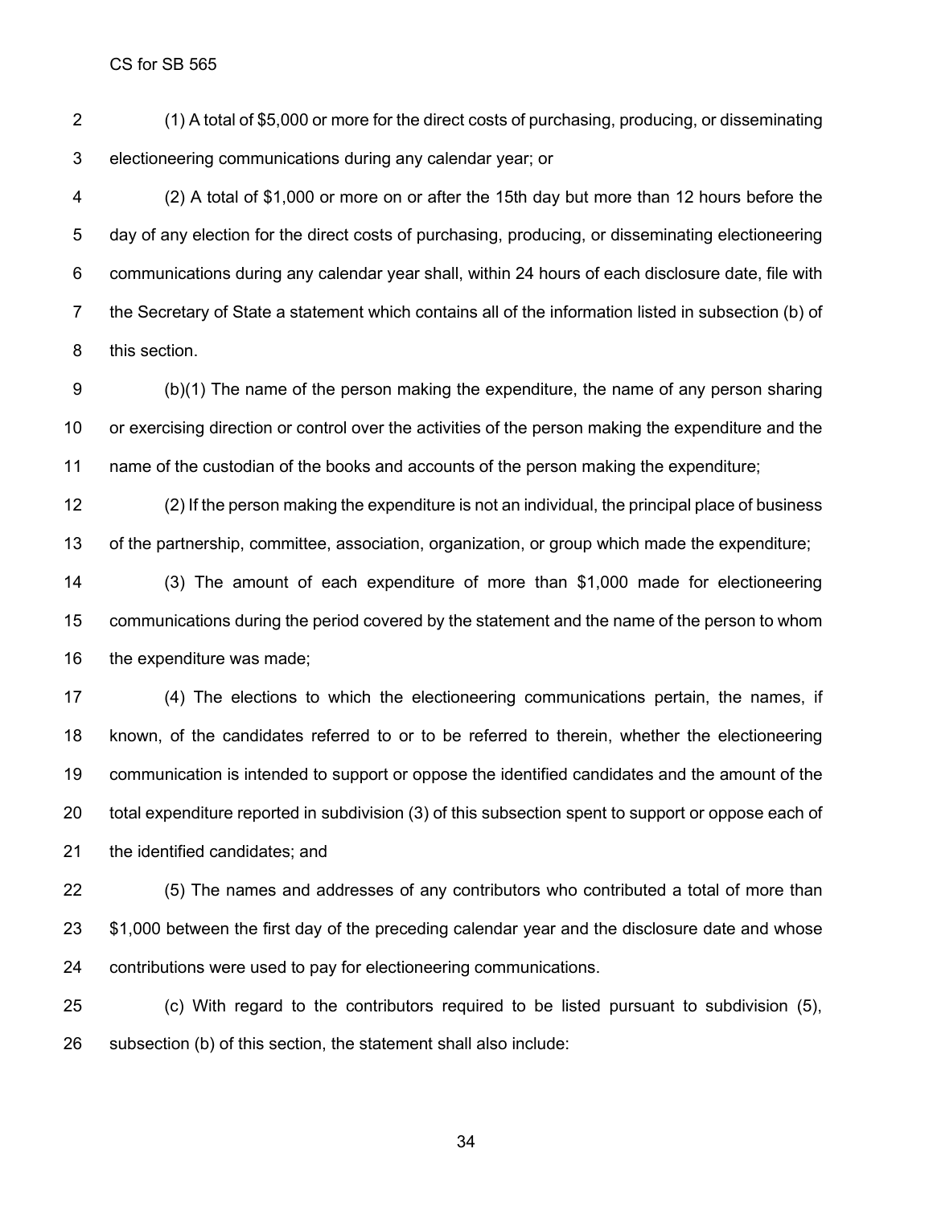(1) A total of $5,000 or more for the direct costs of purchasing, producing, or disseminating electioneering communications during any calendar year; or

(2) A total of $1,000 or more on or after the 15th day but more than 12 hours before the day of any election for the direct costs of purchasing, producing, or disseminating electioneering communications during any calendar year shall, within 24 hours of each disclosure date, file with the Secretary of State a statement which contains all of the information listed in subsection (b) of this section.

(b)(1) The name of the person making the expenditure, the name of any person sharing or exercising direction or control over the activities of the person making the expenditure and the name of the custodian of the books and accounts of the person making the expenditure;

(2) If the person making the expenditure is not an individual, the principal place of business of the partnership, committee, association, organization, or group which made the expenditure;

(3) The amount of each expenditure of more than $1,000 made for electioneering communications during the period covered by the statement and the name of the person to whom the expenditure was made;

(4) The elections to which the electioneering communications pertain, the names, if known, of the candidates referred to or to be referred to therein, whether the electioneering communication is intended to support or oppose the identified candidates and the amount of the total expenditure reported in subdivision (3) of this subsection spent to support or oppose each of the identified candidates; and

(5) The names and addresses of any contributors who contributed a total of more than $1,000 between the first day of the preceding calendar year and the disclosure date and whose contributions were used to pay for electioneering communications.

(c) With regard to the contributors required to be listed pursuant to subdivision (5), subsection (b) of this section, the statement shall also include: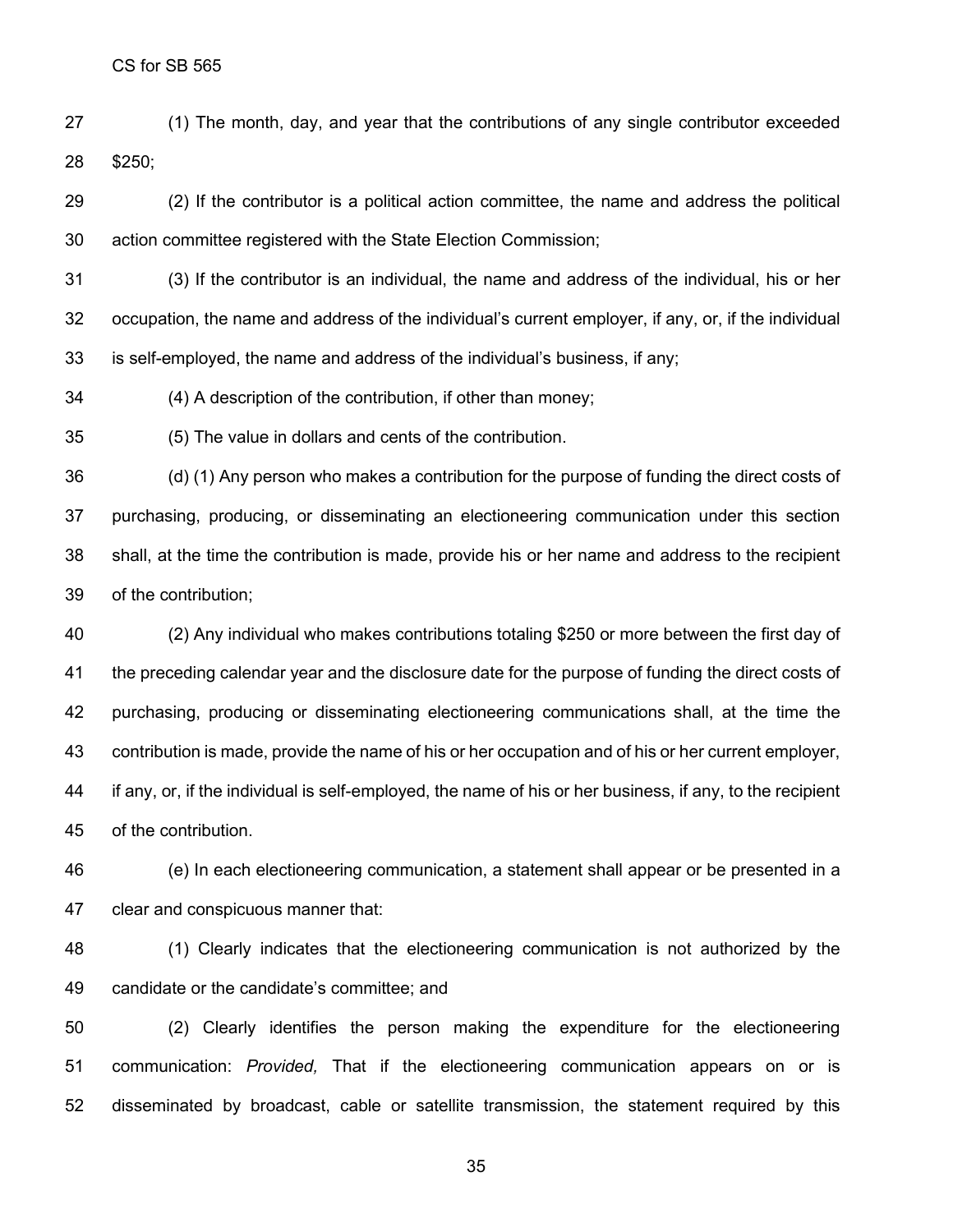(1) The month, day, and year that the contributions of any single contributor exceeded $250;

(2) If the contributor is a political action committee, the name and address the political action committee registered with the State Election Commission;

(3) If the contributor is an individual, the name and address of the individual, his or her occupation, the name and address of the individual's current employer, if any, or, if the individual is self-employed, the name and address of the individual's business, if any;

(4) A description of the contribution, if other than money;

(5) The value in dollars and cents of the contribution.

(d) (1) Any person who makes a contribution for the purpose of funding the direct costs of purchasing, producing, or disseminating an electioneering communication under this section shall, at the time the contribution is made, provide his or her name and address to the recipient of the contribution;

(2) Any individual who makes contributions totaling $250 or more between the first day of the preceding calendar year and the disclosure date for the purpose of funding the direct costs of purchasing, producing or disseminating electioneering communications shall, at the time the contribution is made, provide the name of his or her occupation and of his or her current employer, if any, or, if the individual is self-employed, the name of his or her business, if any, to the recipient of the contribution.

(e) In each electioneering communication, a statement shall appear or be presented in a clear and conspicuous manner that:

(1) Clearly indicates that the electioneering communication is not authorized by the candidate or the candidate's committee; and

(2) Clearly identifies the person making the expenditure for the electioneering communication: *Provided,* That if the electioneering communication appears on or is disseminated by broadcast, cable or satellite transmission, the statement required by this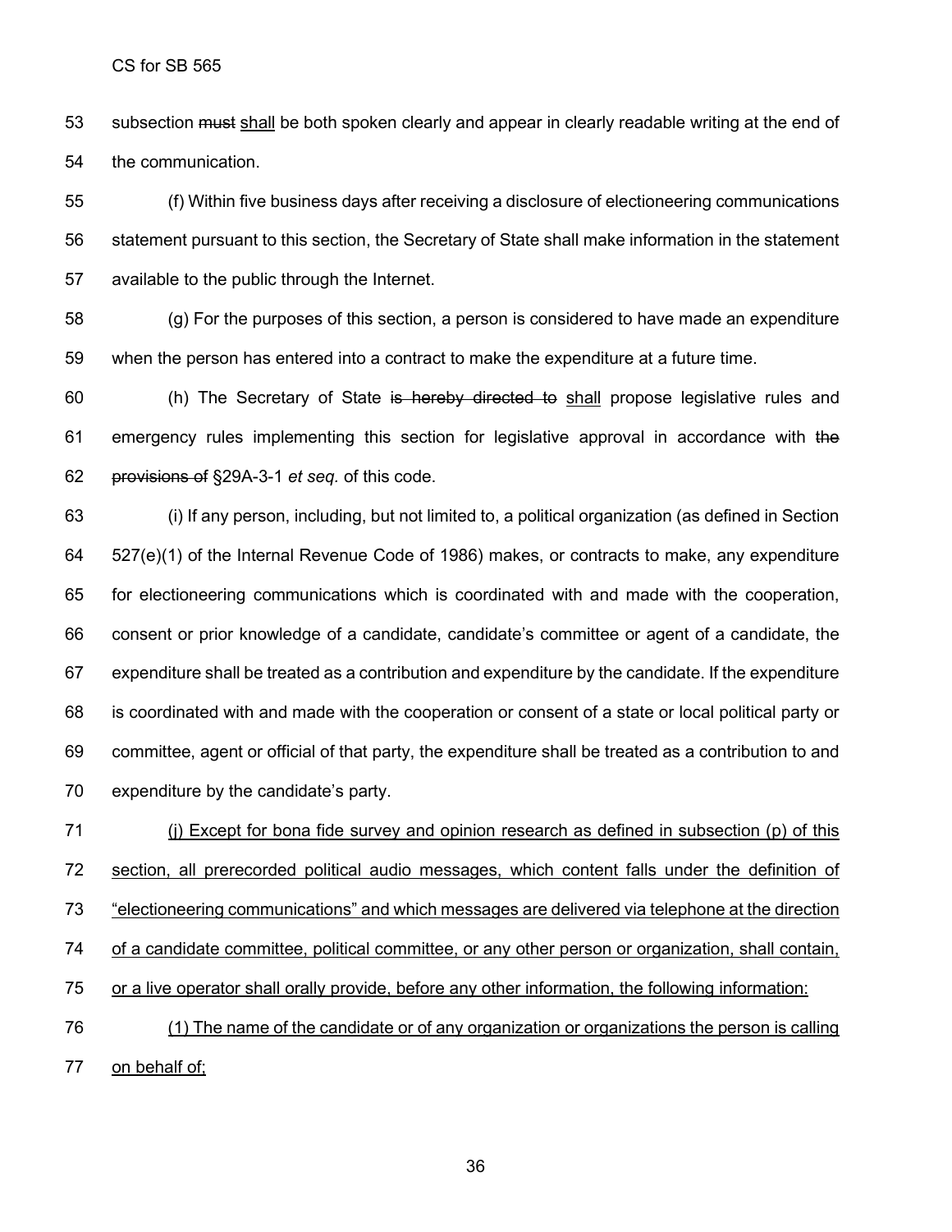subsection ~~must~~ shall be both spoken clearly and appear in clearly readable writing at the end of the communication.

(f) Within five business days after receiving a disclosure of electioneering communications statement pursuant to this section, the Secretary of State shall make information in the statement available to the public through the Internet.

(g) For the purposes of this section, a person is considered to have made an expenditure when the person has entered into a contract to make the expenditure at a future time.

(h) The Secretary of State ~~is hereby directed to~~ shall propose legislative rules and emergency rules implementing this section for legislative approval in accordance with ~~the provisions of~~ §29A-3-1 *et seq.* of this code.

(i) If any person, including, but not limited to, a political organization (as defined in Section 527(e)(1) of the Internal Revenue Code of 1986) makes, or contracts to make, any expenditure for electioneering communications which is coordinated with and made with the cooperation, consent or prior knowledge of a candidate, candidate's committee or agent of a candidate, the expenditure shall be treated as a contribution and expenditure by the candidate. If the expenditure is coordinated with and made with the cooperation or consent of a state or local political party or committee, agent or official of that party, the expenditure shall be treated as a contribution to and expenditure by the candidate's party.

<u>(j) Except for bona fide survey and opinion research as defined in subsection (p) of this section, all prerecorded political audio messages, which content falls under the definition of "electioneering communications" and which messages are delivered via telephone at the direction of a candidate committee, political committee, or any other person or organization, shall contain, or a live operator shall orally provide, before any other information, the following information:</u>

<u>(1) The name of the candidate or of any organization or organizations the person is calling on behalf of;</u>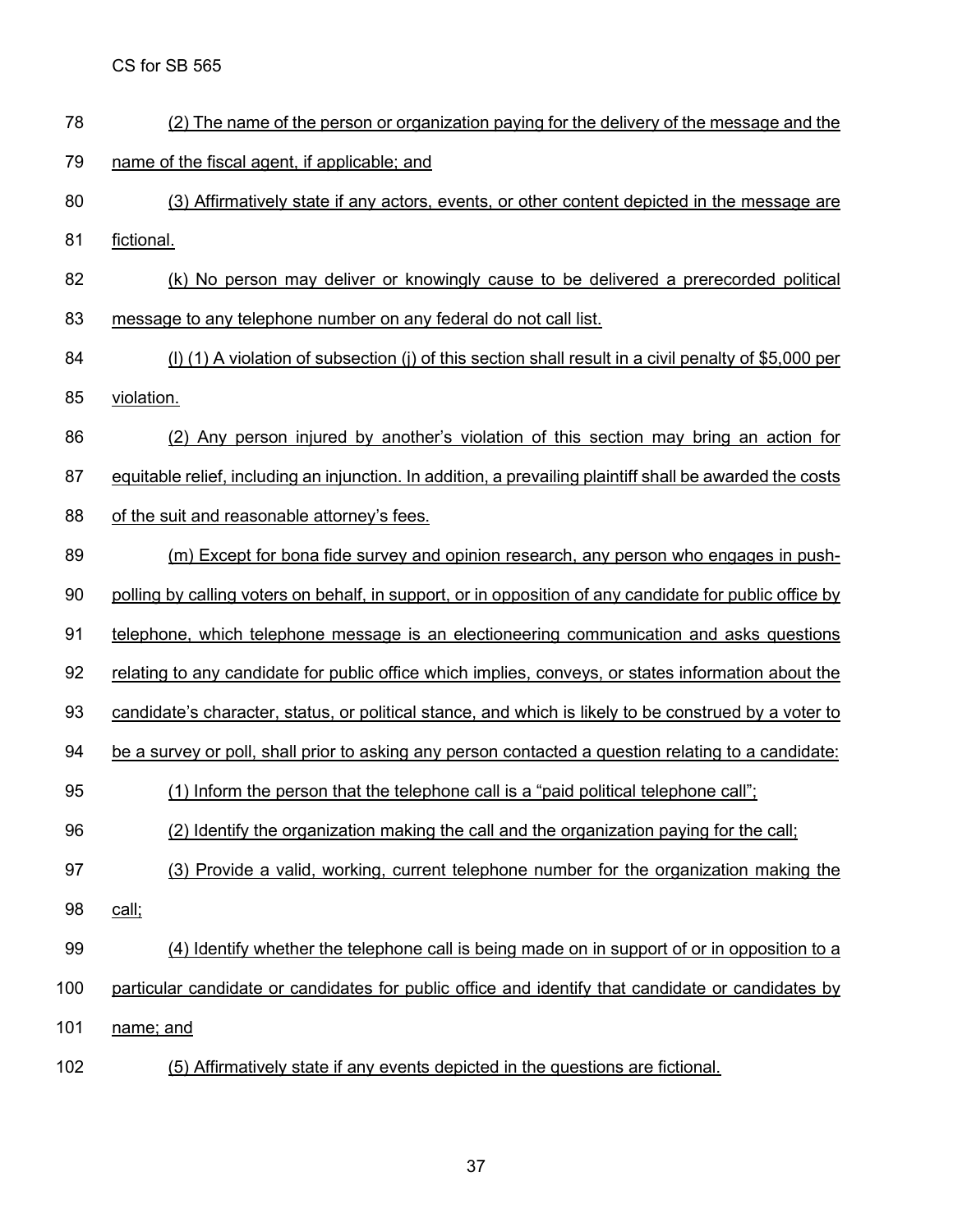(2) The name of the person or organization paying for the delivery of the message and the name of the fiscal agent, if applicable; and

(3) Affirmatively state if any actors, events, or other content depicted in the message are fictional.

(k) No person may deliver or knowingly cause to be delivered a prerecorded political message to any telephone number on any federal do not call list.

(l) (1) A violation of subsection (j) of this section shall result in a civil penalty of $5,000 per violation.

(2) Any person injured by another's violation of this section may bring an action for equitable relief, including an injunction. In addition, a prevailing plaintiff shall be awarded the costs of the suit and reasonable attorney's fees.

(m) Except for bona fide survey and opinion research, any person who engages in push-polling by calling voters on behalf, in support, or in opposition of any candidate for public office by telephone, which telephone message is an electioneering communication and asks questions relating to any candidate for public office which implies, conveys, or states information about the candidate's character, status, or political stance, and which is likely to be construed by a voter to be a survey or poll, shall prior to asking any person contacted a question relating to a candidate:

(1) Inform the person that the telephone call is a "paid political telephone call";

(2) Identify the organization making the call and the organization paying for the call;

(3) Provide a valid, working, current telephone number for the organization making the call;

(4) Identify whether the telephone call is being made on in support of or in opposition to a particular candidate or candidates for public office and identify that candidate or candidates by name; and

(5) Affirmatively state if any events depicted in the questions are fictional.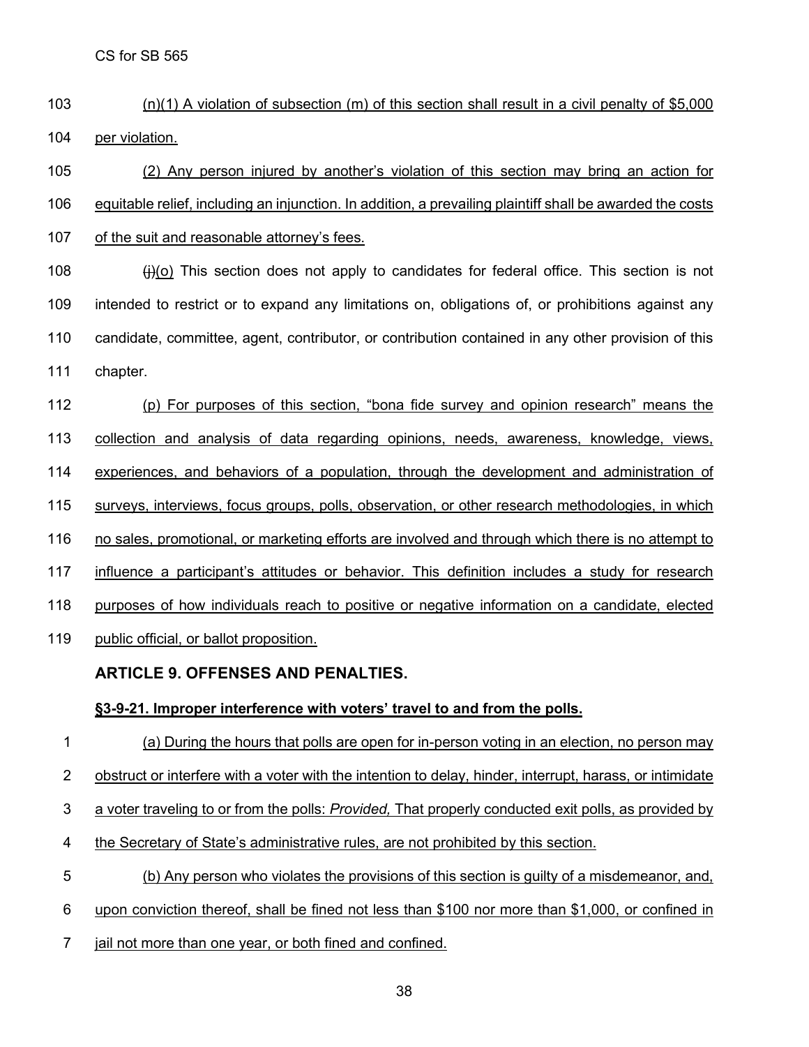(n)(1) A violation of subsection (m) of this section shall result in a civil penalty of $5,000 per violation.

(2) Any person injured by another's violation of this section may bring an action for equitable relief, including an injunction. In addition, a prevailing plaintiff shall be awarded the costs of the suit and reasonable attorney's fees.

~~(j)~~(o) This section does not apply to candidates for federal office. This section is not intended to restrict or to expand any limitations on, obligations of, or prohibitions against any candidate, committee, agent, contributor, or contribution contained in any other provision of this chapter.

(p) For purposes of this section, "bona fide survey and opinion research" means the collection and analysis of data regarding opinions, needs, awareness, knowledge, views, experiences, and behaviors of a population, through the development and administration of surveys, interviews, focus groups, polls, observation, or other research methodologies, in which no sales, promotional, or marketing efforts are involved and through which there is no attempt to influence a participant's attitudes or behavior. This definition includes a study for research purposes of how individuals reach to positive or negative information on a candidate, elected public official, or ballot proposition.

## ARTICLE 9. OFFENSES AND PENALTIES.

### §3-9-21. Improper interference with voters' travel to and from the polls.

(a) During the hours that polls are open for in-person voting in an election, no person may obstruct or interfere with a voter with the intention to delay, hinder, interrupt, harass, or intimidate a voter traveling to or from the polls: *Provided,* That properly conducted exit polls, as provided by the Secretary of State's administrative rules, are not prohibited by this section.

(b) Any person who violates the provisions of this section is guilty of a misdemeanor, and, upon conviction thereof, shall be fined not less than $100 nor more than $1,000, or confined in jail not more than one year, or both fined and confined.